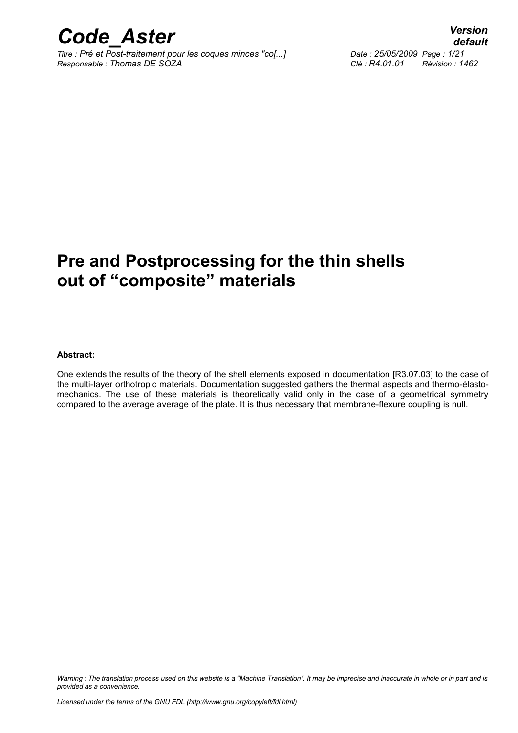# Pre and Postprocessing for the thin shells out of “composite” materials

**Abstract:**

One extends the results of the theory of the shell elements exposed in documentation [R3.07.03] to the case of the multi-layer orthotropic materials. Documentation suggested gathers the thermal aspects and thermo-élasto-mechanics. The use of these materials is theoretically valid only in the case of a geometrical symmetry compared to the average average of the plate. It is thus necessary that membrane-flexure coupling is null.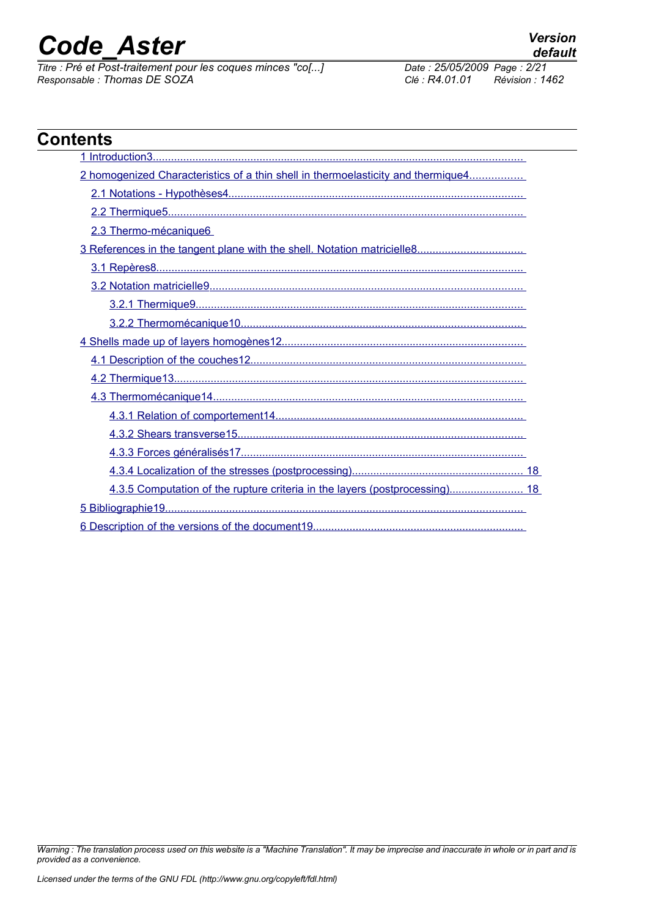## Contents

1 Introduction3
2 homogenized Characteristics of a thin shell in thermoelasticity and thermique4
  2.1 Notations - Hypothèses4
  2.2 Thermique5
  2.3 Thermo-mécanique6
3 References in the tangent plane with the shell. Notation matricielle8
  3.1 Repères8
  3.2 Notation matricielle9
    3.2.1 Thermique9
    3.2.2 Thermomécanique10
4 Shells made up of layers homogènes12
  4.1 Description of the couches12
  4.2 Thermique13
  4.3 Thermomécanique14
    4.3.1 Relation of comportement14
    4.3.2 Shears transverse15
    4.3.3 Forces généralisés17
    4.3.4 Localization of the stresses (postprocessing) 18
    4.3.5 Computation of the rupture criteria in the layers (postprocessing) 18
5 Bibliographie19
6 Description of the versions of the document19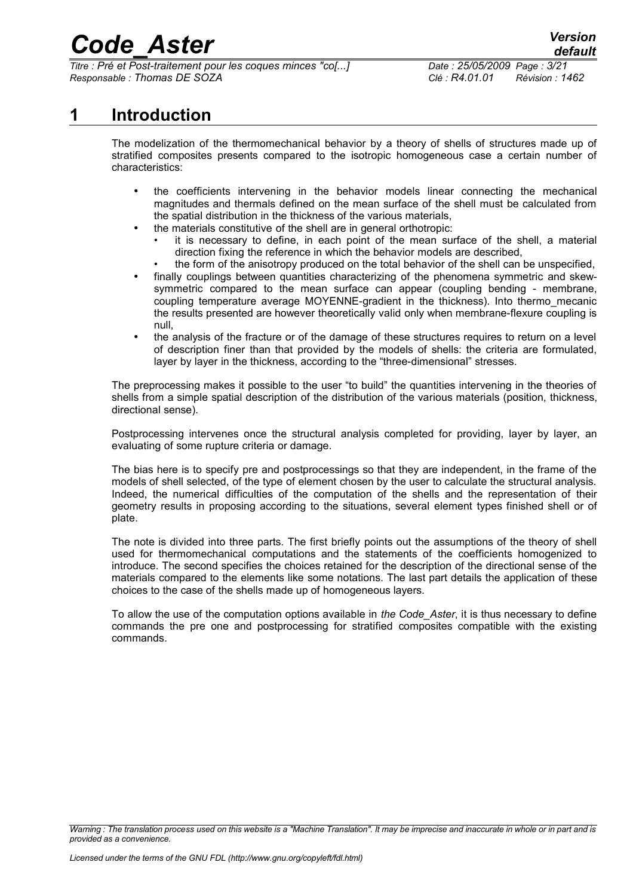# 1 Introduction

The modelization of the thermomechanical behavior by a theory of shells of structures made up of stratified composites presents compared to the isotropic homogeneous case a certain number of characteristics:

- the coefficients intervening in the behavior models linear connecting the mechanical magnitudes and thermals defined on the mean surface of the shell must be calculated from the spatial distribution in the thickness of the various materials,
- the materials constitutive of the shell are in general orthotropic:
  - it is necessary to define, in each point of the mean surface of the shell, a material direction fixing the reference in which the behavior models are described,
  - the form of the anisotropy produced on the total behavior of the shell can be unspecified,
- finally couplings between quantities characterizing of the phenomena symmetric and skew-symmetric compared to the mean surface can appear (coupling bending - membrane, coupling temperature average MOYENNE-gradient in the thickness). Into thermo_mecanic the results presented are however theoretically valid only when membrane-flexure coupling is null,
- the analysis of the fracture or of the damage of these structures requires to return on a level of description finer than that provided by the models of shells: the criteria are formulated, layer by layer in the thickness, according to the "three-dimensional" stresses.

The preprocessing makes it possible to the user "to build" the quantities intervening in the theories of shells from a simple spatial description of the distribution of the various materials (position, thickness, directional sense).

Postprocessing intervenes once the structural analysis completed for providing, layer by layer, an evaluating of some rupture criteria or damage.

The bias here is to specify pre and postprocessings so that they are independent, in the frame of the models of shell selected, of the type of element chosen by the user to calculate the structural analysis. Indeed, the numerical difficulties of the computation of the shells and the representation of their geometry results in proposing according to the situations, several element types finished shell or of plate.

The note is divided into three parts. The first briefly points out the assumptions of the theory of shell used for thermomechanical computations and the statements of the coefficients homogenized to introduce. The second specifies the choices retained for the description of the directional sense of the materials compared to the elements like some notations. The last part details the application of these choices to the case of the shells made up of homogeneous layers.

To allow the use of the computation options available in *the Code_Aster*, it is thus necessary to define commands the pre one and postprocessing for stratified composites compatible with the existing commands.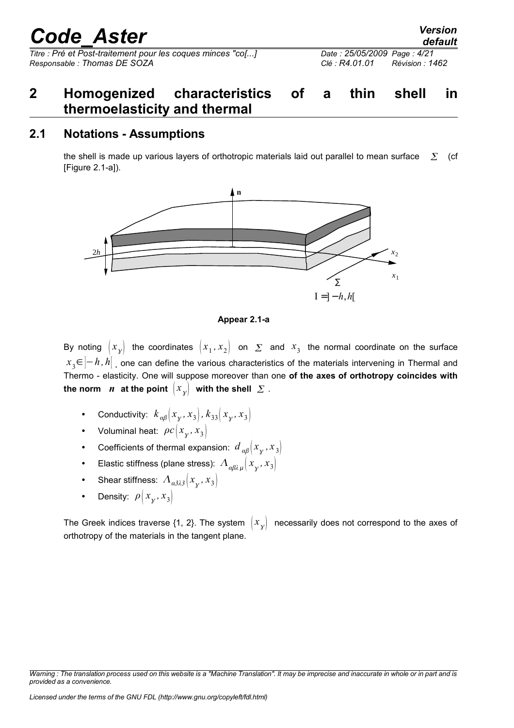# 2 Homogenized characteristics of a thin shell in thermoelasticity and thermal

## 2.1 Notations - Assumptions

the shell is made up various layers of orthotropic materials laid out parallel to mean surface $\Sigma$ (cf [Figure 2.1-a]).

Appear 2.1-a

By noting $(x_\gamma)$ the coordinates $(x_1, x_2)$ on $\Sigma$ and $x_3$ the normal coordinate on the surface $x_3 \in ]-h, h[$ . one can define the various characteristics of the materials intervening in Thermal and Thermo - elasticity. One will suppose moreover than one **of the axes of orthotropy coincides with the norm** $\boldsymbol{n}$ **at the point** $(x_\gamma)$ **with the shell** $\Sigma$ .

- Conductivity: $k_{\alpha\beta}(x_\gamma, x_3), k_{33}(x_\gamma, x_3)$
- Voluminal heat: $\rho c(x_\gamma, x_3)$
- Coefficients of thermal expansion: $d_{\alpha\beta}(x_\gamma, x_3)$
- Elastic stiffness (plane stress): $\Lambda_{\alpha\beta\lambda\mu}(x_\gamma, x_3)$
- Shear stiffness: $\Lambda_{\alpha 3\lambda 3}(x_\gamma, x_3)$
- Density: $\rho(x_\gamma, x_3)$

The Greek indices traverse {1, 2}. The system $(x_\gamma)$ necessarily does not correspond to the axes of orthotropy of the materials in the tangent plane.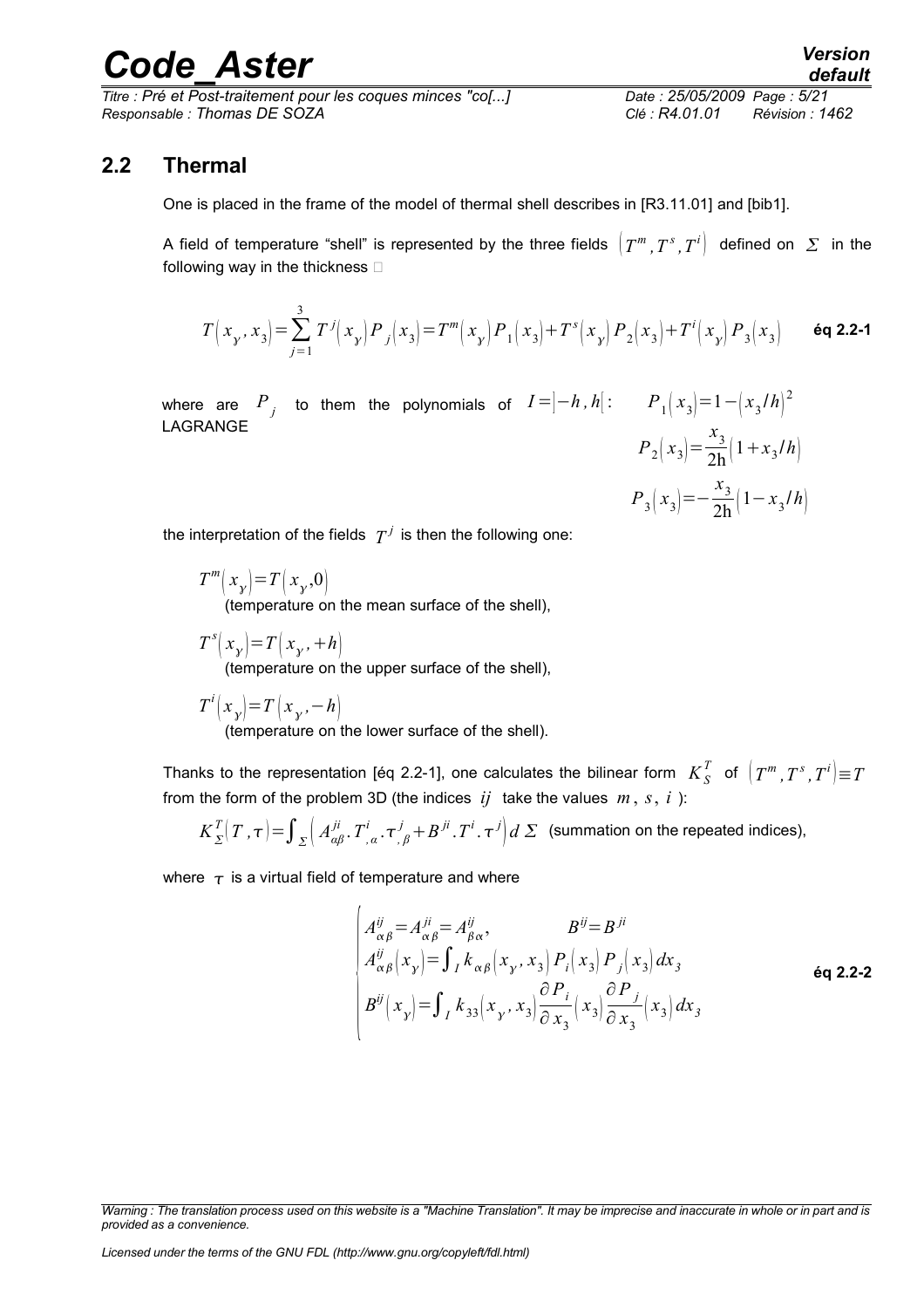## 2.2 Thermal

One is placed in the frame of the model of thermal shell describes in [R3.11.01] and [bib1].

A field of temperature "shell" is represented by the three fields $\left(T^m, T^s, T^i\right)$ defined on $\Sigma$ in the following way in the thickness 

$$T\left(x_\gamma, x_3\right)=\sum_{j=1}^{3} T^j\left(x_\gamma\right) P_j\left(x_3\right)=T^m\left(x_\gamma\right) P_1\left(x_3\right)+T^s\left(x_\gamma\right) P_2\left(x_3\right)+T^i\left(x_\gamma\right) P_3\left(x_3\right) \qquad \textbf{éq 2.2-1}$$

where are $P_j$ to them the polynomials of LAGRANGE $I=]-h,h[$ :

$$P_1\left(x_3\right)=1-\left(x_3/h\right)^2$$

$$P_2\left(x_3\right)=\frac{x_3}{2\mathrm{h}}\left(1+x_3/h\right)$$

$$P_3\left(x_3\right)=-\frac{x_3}{2\mathrm{h}}\left(1-x_3/h\right)$$

the interpretation of the fields $T^j$ is then the following one:

$T^m\left(x_\gamma\right)=T\left(x_\gamma, 0\right)$
(temperature on the mean surface of the shell),

$T^s\left(x_\gamma\right)=T\left(x_\gamma, +h\right)$
(temperature on the upper surface of the shell),

$T^i\left(x_\gamma\right)=T\left(x_\gamma, -h\right)$
(temperature on the lower surface of the shell).

Thanks to the representation [éq 2.2-1], one calculates the bilinear form $K_S^T$ of $\left(T^m, T^s, T^i\right) \equiv T$ from the form of the problem 3D (the indices $ij$ take the values $m$, $s$, $i$ ):

$K_\Sigma^T(T, \tau)=\int_\Sigma\left(A_{\alpha\beta}^{ji}.T_{,\alpha}^i.\tau_{,\beta}^j+B^{ji}.T^i.\tau^j\right) d\Sigma$ (summation on the repeated indices),

where $\tau$ is a virtual field of temperature and where

$$\begin{cases} A_{\alpha\beta}^{ij}=A_{\alpha\beta}^{ji}=A_{\beta\alpha}^{ij}, \qquad B^{ij}=B^{ji} \\ A_{\alpha\beta}^{ij}\left(x_\gamma\right)=\int_I k_{\alpha\beta}\left(x_\gamma, x_3\right) P_i\left(x_3\right) P_j\left(x_3\right) dx_3 \\ B^{ij}\left(x_\gamma\right)=\int_I k_{33}\left(x_\gamma, x_3\right) \dfrac{\partial P_i}{\partial x_3}\left(x_3\right) \dfrac{\partial P_j}{\partial x_3}\left(x_3\right) dx_3 \end{cases} \qquad \textbf{éq 2.2-2}$$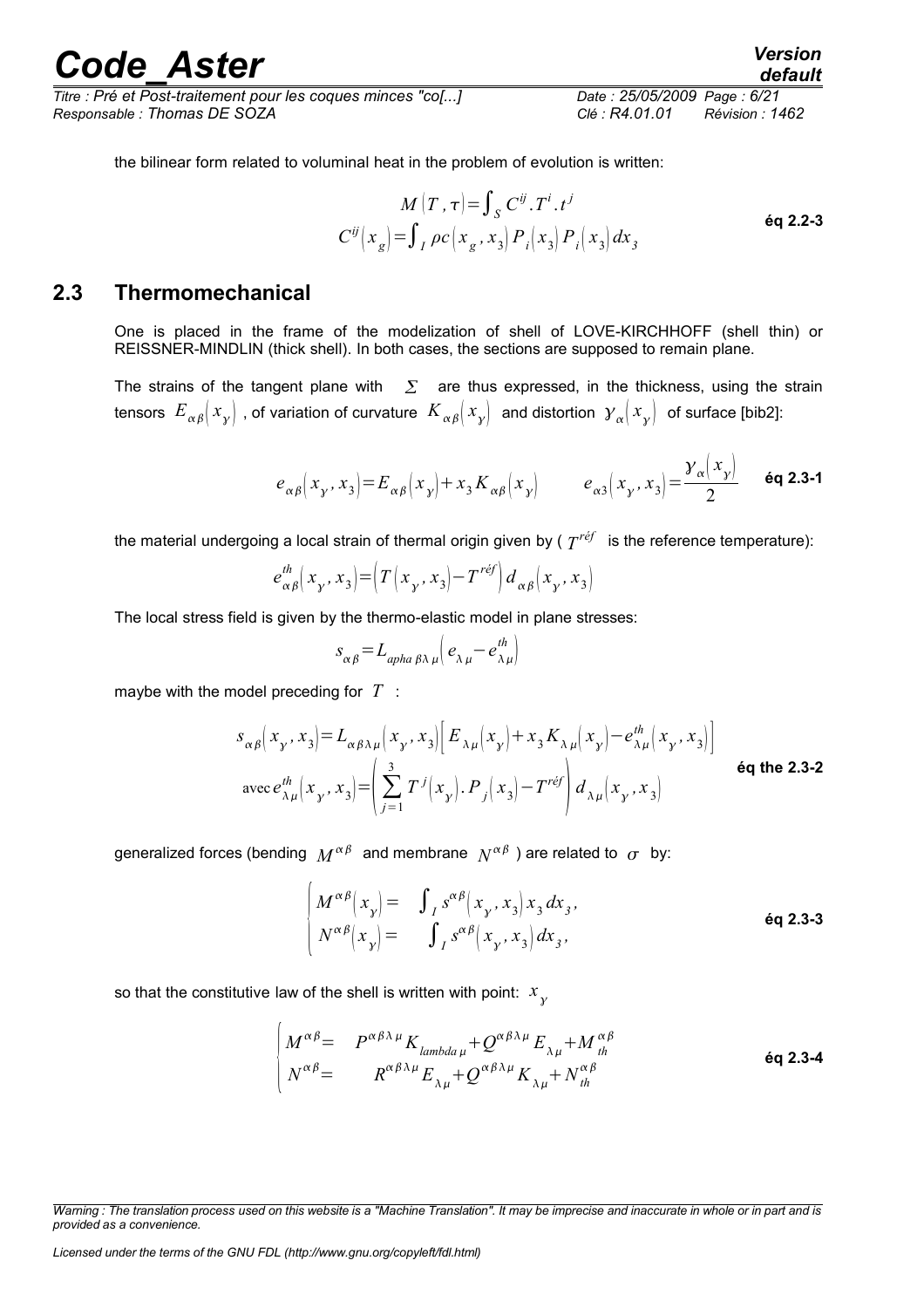the bilinear form related to voluminal heat in the problem of evolution is written:

$$M(T,\tau)=\int_S C^{ij}.T^i.t^j$$
$$C^{ij}(x_g)=\int_I \rho c(x_g,x_3)P_i(x_3)P_i(x_3)dx_3 \qquad \text{éq 2.2-3}$$

## 2.3 Thermomechanical

One is placed in the frame of the modelization of shell of LOVE-KIRCHHOFF (shell thin) or REISSNER-MINDLIN (thick shell). In both cases, the sections are supposed to remain plane.

The strains of the tangent plane with $\Sigma$ are thus expressed, in the thickness, using the strain tensors $E_{\alpha\beta}(x_\gamma)$, of variation of curvature $K_{\alpha\beta}(x_\gamma)$ and distortion $\gamma_\alpha(x_\gamma)$ of surface [bib2]:

$$e_{\alpha\beta}(x_\gamma,x_3)=E_{\alpha\beta}(x_\gamma)+x_3K_{\alpha\beta}(x_\gamma) \qquad e_{\alpha 3}(x_\gamma,x_3)=\frac{\gamma_\alpha(x_\gamma)}{2} \qquad \text{éq 2.3-1}$$

the material undergoing a local strain of thermal origin given by ( $T^{réf}$ is the reference temperature):

$$e^{th}_{\alpha\beta}(x_\gamma,x_3)=\left(T(x_\gamma,x_3)-T^{réf}\right)d_{\alpha\beta}(x_\gamma,x_3)$$

The local stress field is given by the thermo-elastic model in plane stresses:

$$s_{\alpha\beta}=L_{apha\,\beta\lambda\mu}\left(e_{\lambda\mu}-e^{th}_{\lambda\mu}\right)$$

maybe with the model preceding for $T$ :

$$s_{\alpha\beta}(x_\gamma,x_3)=L_{\alpha\beta\lambda\mu}(x_\gamma,x_3)\left[E_{\lambda\mu}(x_\gamma)+x_3K_{\lambda\mu}(x_\gamma)-e^{th}_{\lambda\mu}(x_\gamma,x_3)\right]$$
$$\text{avec}\; e^{th}_{\lambda\mu}(x_\gamma,x_3)=\left(\sum_{j=1}^{3}T^j(x_\gamma).P_j(x_3)-T^{réf}\right)d_{\lambda\mu}(x_\gamma,x_3) \qquad \text{éq the 2.3-2}$$

generalized forces (bending $M^{\alpha\beta}$ and membrane $N^{\alpha\beta}$ ) are related to $\sigma$ by:

$$\begin{cases} M^{\alpha\beta}(x_\gamma)= & \int_I s^{\alpha\beta}(x_\gamma,x_3)x_3dx_3, \\ N^{\alpha\beta}(x_\gamma)= & \int_I s^{\alpha\beta}(x_\gamma,x_3)dx_3, \end{cases} \qquad \text{éq 2.3-3}$$

so that the constitutive law of the shell is written with point: $x_\gamma$

$$\begin{cases} M^{\alpha\beta}= & P^{\alpha\beta\lambda\mu}K_{lambda\,\mu}+Q^{\alpha\beta\lambda\mu}E_{\lambda\mu}+M^{\alpha\beta}_{th} \\ N^{\alpha\beta}= & R^{\alpha\beta\lambda\mu}E_{\lambda\mu}+Q^{\alpha\beta\lambda\mu}K_{\lambda\mu}+N^{\alpha\beta}_{th} \end{cases} \qquad \text{éq 2.3-4}$$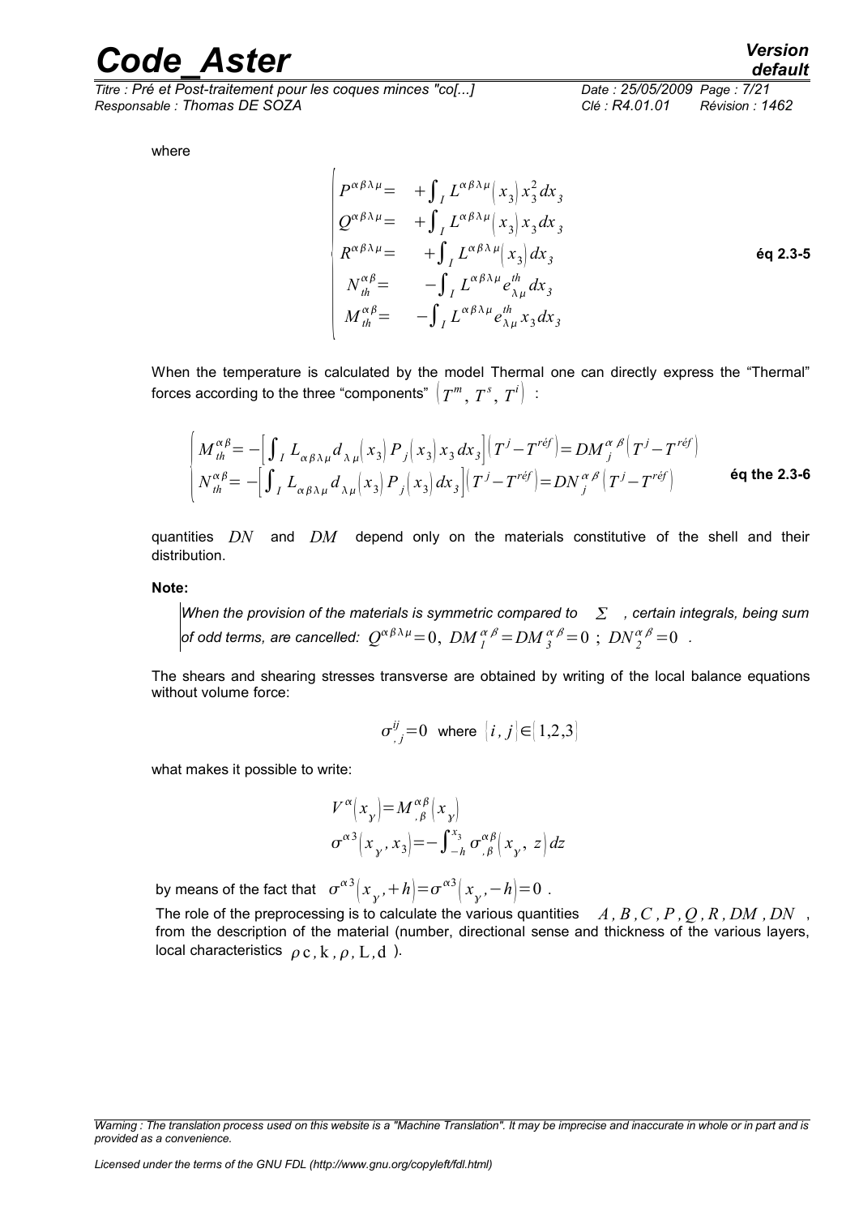where

$$
\begin{cases}
P^{\alpha\beta\lambda\mu} = & +\int_I L^{\alpha\beta\lambda\mu}(x_3)\, x_3^2\, dx_3 \\
Q^{\alpha\beta\lambda\mu} = & +\int_I L^{\alpha\beta\lambda\mu}(x_3)\, x_3\, dx_3 \\
R^{\alpha\beta\lambda\mu} = & +\int_I L^{\alpha\beta\lambda\mu}(x_3)\, dx_3 \\
N_{th}^{\alpha\beta} = & -\int_I L^{\alpha\beta\lambda\mu} e_{\lambda\mu}^{th}\, dx_3 \\
M_{th}^{\alpha\beta} = & -\int_I L^{\alpha\beta\lambda\mu} e_{\lambda\mu}^{th}\, x_3\, dx_3
\end{cases}
\qquad \textbf{éq 2.3-5}
$$

When the temperature is calculated by the model Thermal one can directly express the "Thermal" forces according to the three "components" $(T^m, T^s, T^i)$ :

$$
\begin{cases}
M_{th}^{\alpha\beta} = -\left[\int_I L_{\alpha\beta\lambda\mu} d_{\lambda\mu}(x_3)\, P_j(x_3)\, x_3\, dx_3\right](T^j - T^{réf}) = DM_j^{\alpha\beta}(T^j - T^{réf}) \\
N_{th}^{\alpha\beta} = -\left[\int_I L_{\alpha\beta\lambda\mu} d_{\lambda\mu}(x_3)\, P_j(x_3)\, dx_3\right](T^j - T^{réf}) = DN_j^{\alpha\beta}(T^j - T^{réf})
\end{cases}
\qquad \textbf{éq the 2.3-6}
$$

quantities $DN$ and $DM$ depend only on the materials constitutive of the shell and their distribution.

**Note:**

*When the provision of the materials is symmetric compared to* $\Sigma$ *, certain integrals, being sum of odd terms, are cancelled:* $Q^{\alpha\beta\lambda\mu} = 0,\ DM_1^{\alpha\beta} = DM_3^{\alpha\beta} = 0\ ;\ DN_2^{\alpha\beta} = 0$ *.*

The shears and shearing stresses transverse are obtained by writing of the local balance equations without volume force:

$$
\sigma^{ij}_{,j} = 0 \quad \text{where } (i, j) \in (1,2,3)
$$

what makes it possible to write:

$$
\begin{aligned}
V^{\alpha}(x_{\gamma}) &= M^{\alpha\beta}_{,\beta}(x_{\gamma}) \\
\sigma^{\alpha 3}(x_{\gamma}, x_3) &= -\int_{-h}^{x_3} \sigma^{\alpha\beta}_{,\beta}(x_{\gamma}, z)\, dz
\end{aligned}
$$

by means of the fact that $\sigma^{\alpha 3}(x_{\gamma}, +h) = \sigma^{\alpha 3}(x_{\gamma}, -h) = 0$ .

The role of the preprocessing is to calculate the various quantities $A, B, C, P, Q, R, DM, DN$ , from the description of the material (number, directional sense and thickness of the various layers, local characteristics $\rho c, k, \rho, L, d$ ).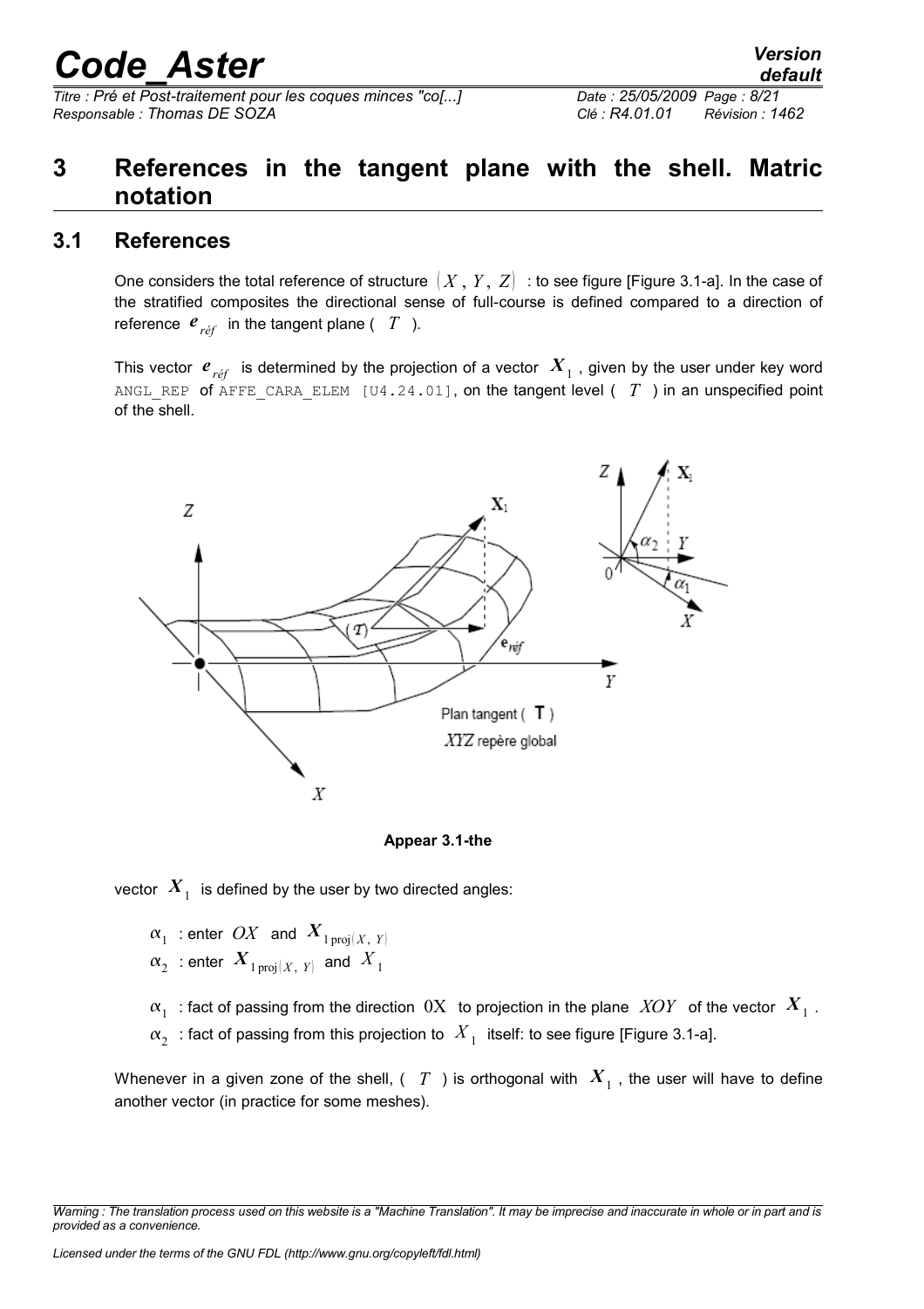# 3 References in the tangent plane with the shell. Matric notation

## 3.1 References

One considers the total reference of structure $(X, Y, Z)$ : to see figure [Figure 3.1-a]. In the case of the stratified composites the directional sense of full-course is defined compared to a direction of reference $\boldsymbol{e}_{réf}$ in the tangent plane ( $T$ ).

This vector $\boldsymbol{e}_{réf}$ is determined by the projection of a vector $\boldsymbol{X}_1$ , given by the user under key word ANGL_REP of AFFE_CARA_ELEM [U4.24.01], on the tangent level ( $T$ ) in an unspecified point of the shell.

**Appear 3.1-the**

vector $\boldsymbol{X}_1$ is defined by the user by two directed angles:

$\alpha_1$ : enter $OX$ and $\boldsymbol{X}_{1\,\text{proj}(X,\,Y)}$

$\alpha_2$ : enter $\boldsymbol{X}_{1\,\text{proj}(X,\,Y)}$ and $X_1$

$\alpha_1$ : fact of passing from the direction $0\text{X}$ to projection in the plane $XOY$ of the vector $\boldsymbol{X}_1$ .

$\alpha_2$ : fact of passing from this projection to $X_1$ itself: to see figure [Figure 3.1-a].

Whenever in a given zone of the shell, ( $T$ ) is orthogonal with $\boldsymbol{X}_1$ , the user will have to define another vector (in practice for some meshes).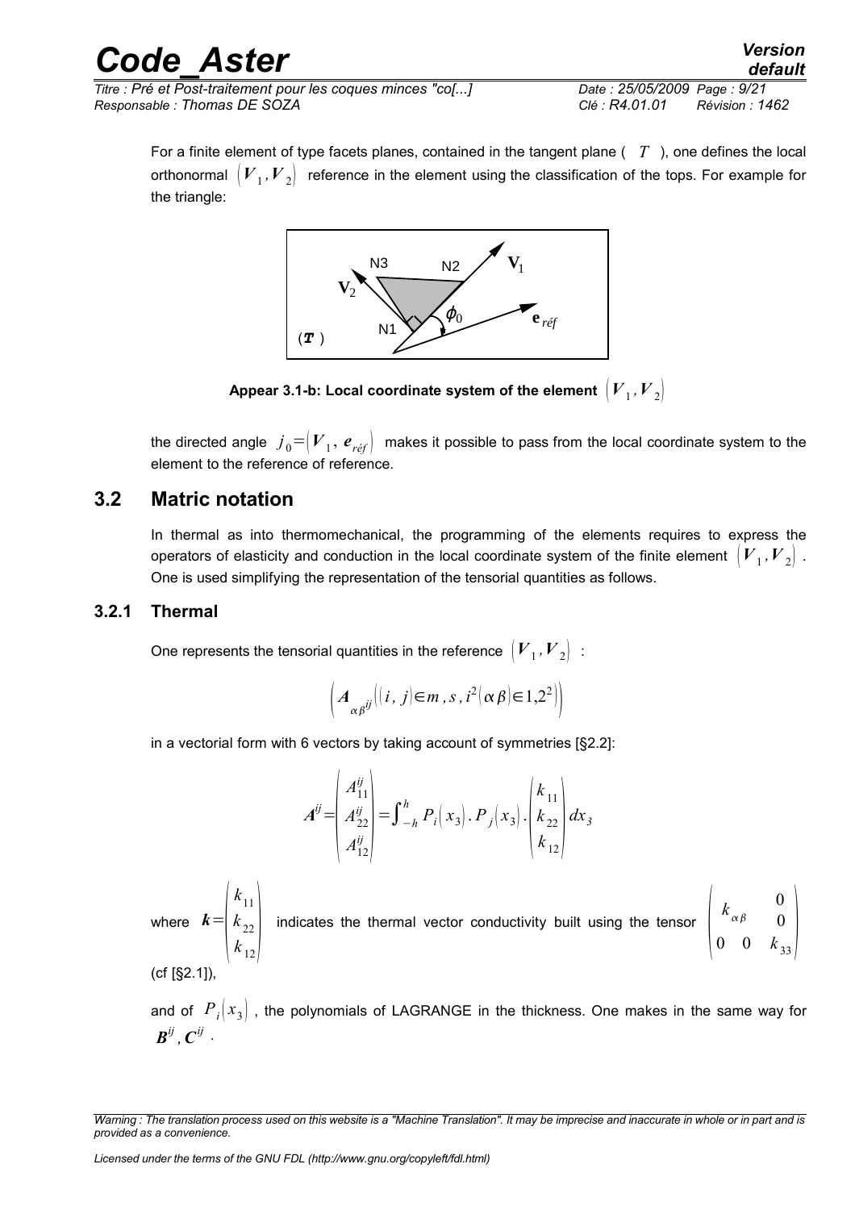For a finite element of type facets planes, contained in the tangent plane ( $T$ ), one defines the local orthonormal $\left(\boldsymbol{V}_1, \boldsymbol{V}_2\right)$ reference in the element using the classification of the tops. For example for the triangle:

**Appear 3.1-b: Local coordinate system of the element $\left(\boldsymbol{V}_1, \boldsymbol{V}_2\right)$**

the directed angle $j_0 = \left(\boldsymbol{V}_1,\ \boldsymbol{e}_{réf}\right)$ makes it possible to pass from the local coordinate system to the element to the reference of reference.

## 3.2 Matric notation

In thermal as into thermomechanical, the programming of the elements requires to express the operators of elasticity and conduction in the local coordinate system of the finite element $\left(\boldsymbol{V}_1, \boldsymbol{V}_2\right)$. One is used simplifying the representation of the tensorial quantities as follows.

### 3.2.1 Thermal

One represents the tensorial quantities in the reference $\left(\boldsymbol{V}_1, \boldsymbol{V}_2\right)$ :

$$\left(\boldsymbol{A}_{\alpha\beta^{ij}}\left(\left(i,\ j\right)\in m, s, i^2\left(\alpha\,\beta\right)\in 1{,}2^2\right)\right)$$

in a vectorial form with 6 vectors by taking account of symmetries [§2.2]:

$$\boldsymbol{A}^{ij} = \begin{pmatrix} A_{11}^{ij} \\ A_{22}^{ij} \\ A_{12}^{ij} \end{pmatrix} = \int_{-h}^{h} P_i\left(x_3\right).P_j\left(x_3\right).\begin{pmatrix} k_{11} \\ k_{22} \\ k_{12} \end{pmatrix} dx_3$$

where $\boldsymbol{k} = \begin{pmatrix} k_{11} \\ k_{22} \\ k_{12} \end{pmatrix}$ indicates the thermal vector conductivity built using the tensor $\begin{pmatrix} k_{\alpha\beta} & & 0 \\ & & 0 \\ 0 & 0 & k_{33} \end{pmatrix}$ (cf [§2.1]),

and of $P_i\left(x_3\right)$, the polynomials of LAGRANGE in the thickness. One makes in the same way for $\boldsymbol{B}^{ij}, \boldsymbol{C}^{ij}$.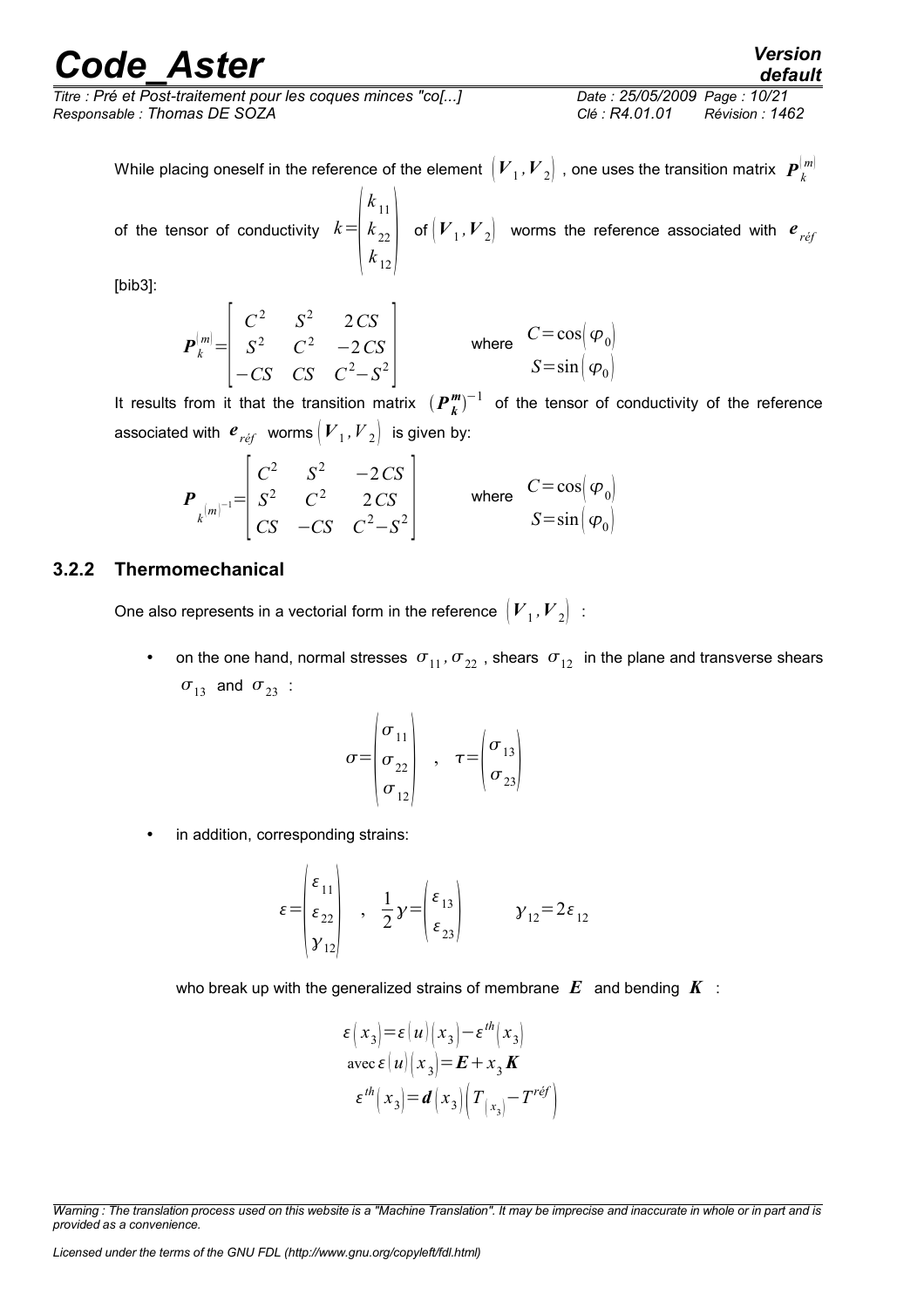While placing oneself in the reference of the element $(\boldsymbol{V}_1, \boldsymbol{V}_2)$, one uses the transition matrix $\boldsymbol{P}_k^{|m|}$ of the tensor of conductivity $k=\begin{pmatrix} k_{11} \\ k_{22} \\ k_{12} \end{pmatrix}$ of $(\boldsymbol{V}_1, \boldsymbol{V}_2)$ worms the reference associated with $\boldsymbol{e}_{réf}$ [bib3]:

$$\boldsymbol{P}_k^{|m|} = \begin{bmatrix} C^2 & S^2 & 2\,CS \\ S^2 & C^2 & -2\,CS \\ -CS & CS & C^2-S^2 \end{bmatrix} \qquad \text{where} \quad \begin{aligned} C &= \cos(\varphi_0) \\ S &= \sin(\varphi_0) \end{aligned}$$

It results from it that the transition matrix $(\boldsymbol{P}_k^m)^{-1}$ of the tensor of conductivity of the reference associated with $\boldsymbol{e}_{réf}$ worms $(\boldsymbol{V}_1, V_2)$ is given by:

$$\boldsymbol{P}_{k^{|m|^{-1}}} = \begin{bmatrix} C^2 & S^2 & -2\,CS \\ S^2 & C^2 & 2\,CS \\ CS & -CS & C^2-S^2 \end{bmatrix} \qquad \text{where} \quad \begin{aligned} C &= \cos(\varphi_0) \\ S &= \sin(\varphi_0) \end{aligned}$$

### 3.2.2 Thermomechanical

One also represents in a vectorial form in the reference $(\boldsymbol{V}_1, \boldsymbol{V}_2)$ :

- on the one hand, normal stresses $\sigma_{11}, \sigma_{22}$, shears $\sigma_{12}$ in the plane and transverse shears $\sigma_{13}$ and $\sigma_{23}$ :

$$\sigma = \begin{pmatrix} \sigma_{11} \\ \sigma_{22} \\ \sigma_{12} \end{pmatrix} \quad , \quad \tau = \begin{pmatrix} \sigma_{13} \\ \sigma_{23} \end{pmatrix}$$

- in addition, corresponding strains:

$$\varepsilon = \begin{pmatrix} \varepsilon_{11} \\ \varepsilon_{22} \\ \gamma_{12} \end{pmatrix} \quad , \quad \frac{1}{2}\gamma = \begin{pmatrix} \varepsilon_{13} \\ \varepsilon_{23} \end{pmatrix} \qquad \gamma_{12} = 2\varepsilon_{12}$$

who break up with the generalized strains of membrane $\boldsymbol{E}$ and bending $\boldsymbol{K}$ :

$$\begin{aligned} \varepsilon(x_3) &= \varepsilon(u)(x_3) - \varepsilon^{th}(x_3) \\ \text{avec } \varepsilon(u)(x_3) &= \boldsymbol{E} + x_3\boldsymbol{K} \\ \varepsilon^{th}(x_3) &= \boldsymbol{d}(x_3)\left(T_{(x_3)} - T^{réf}\right) \end{aligned}$$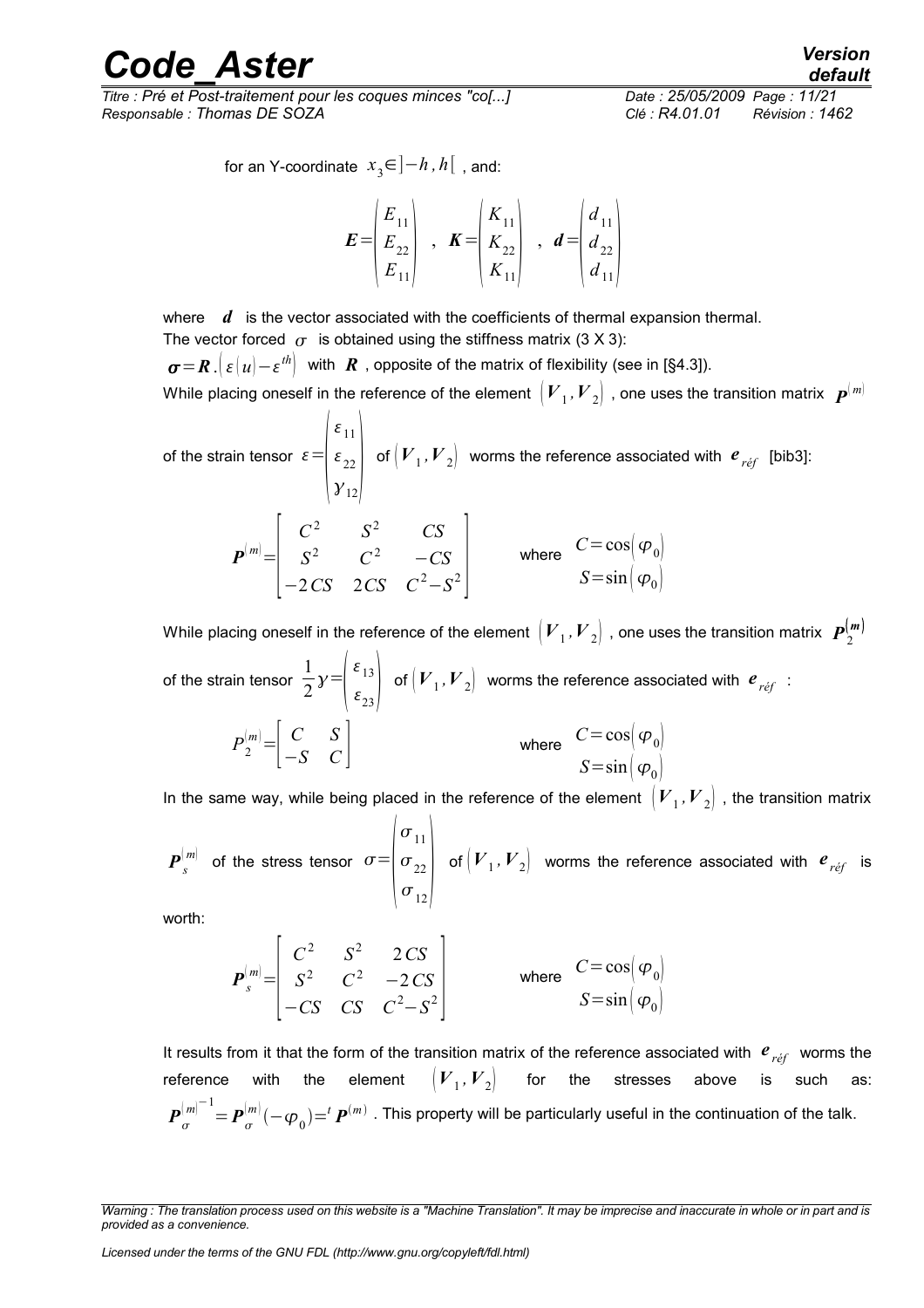for an Y-coordinate $x_3 \in ]-h, h[$ , and:

$$\boldsymbol{E}=\begin{pmatrix} E_{11} \\ E_{22} \\ E_{11} \end{pmatrix} \quad , \quad \boldsymbol{K}=\begin{pmatrix} K_{11} \\ K_{22} \\ K_{11} \end{pmatrix} \quad , \quad \boldsymbol{d}=\begin{pmatrix} d_{11} \\ d_{22} \\ d_{11} \end{pmatrix}$$

where $\boldsymbol{d}$ is the vector associated with the coefficients of thermal expansion thermal.

The vector forced $\sigma$ is obtained using the stiffness matrix (3 X 3):

$\boldsymbol{\sigma}=\boldsymbol{R}.\left(\varepsilon(u)-\varepsilon^{th}\right)$ with $\boldsymbol{R}$ , opposite of the matrix of flexibility (see in [§4.3]).

While placing oneself in the reference of the element $(\boldsymbol{V}_1, \boldsymbol{V}_2)$ , one uses the transition matrix $\boldsymbol{P}^{(m)}$ of the strain tensor $\varepsilon=\begin{pmatrix} \varepsilon_{11} \\ \varepsilon_{22} \\ \gamma_{12} \end{pmatrix}$ of $(\boldsymbol{V}_1, \boldsymbol{V}_2)$ worms the reference associated with $\boldsymbol{e}_{réf}$ [bib3]:

$$\boldsymbol{P}^{(m)}=\begin{bmatrix} C^2 & S^2 & CS \\ S^2 & C^2 & -CS \\ -2CS & 2CS & C^2-S^2 \end{bmatrix} \qquad \text{where} \quad \begin{matrix} C=\cos(\varphi_0) \\ S=\sin(\varphi_0) \end{matrix}$$

While placing oneself in the reference of the element $(\boldsymbol{V}_1, \boldsymbol{V}_2)$ , one uses the transition matrix $\boldsymbol{P}_2^{(m)}$ of the strain tensor $\frac{1}{2}\gamma=\begin{pmatrix} \varepsilon_{13} \\ \varepsilon_{23} \end{pmatrix}$ of $(\boldsymbol{V}_1, \boldsymbol{V}_2)$ worms the reference associated with $\boldsymbol{e}_{réf}$ :

$$P_2^{(m)}=\begin{bmatrix} C & S \\ -S & C \end{bmatrix} \qquad \text{where} \quad \begin{matrix} C=\cos(\varphi_0) \\ S=\sin(\varphi_0) \end{matrix}$$

In the same way, while being placed in the reference of the element $(\boldsymbol{V}_1, \boldsymbol{V}_2)$ , the transition matrix $\boldsymbol{P}_s^{(m)}$ of the stress tensor $\sigma=\begin{pmatrix} \sigma_{11} \\ \sigma_{22} \\ \sigma_{12} \end{pmatrix}$ of $(\boldsymbol{V}_1, \boldsymbol{V}_2)$ worms the reference associated with $\boldsymbol{e}_{réf}$ is worth:

$$\boldsymbol{P}_s^{(m)}=\begin{bmatrix} C^2 & S^2 & 2CS \\ S^2 & C^2 & -2CS \\ -CS & CS & C^2-S^2 \end{bmatrix} \qquad \text{where} \quad \begin{matrix} C=\cos(\varphi_0) \\ S=\sin(\varphi_0) \end{matrix}$$

It results from it that the form of the transition matrix of the reference associated with $\boldsymbol{e}_{réf}$ worms the reference with the element $(\boldsymbol{V}_1, \boldsymbol{V}_2)$ for the stresses above is such as: ${\boldsymbol{P}_\sigma^{(m)}}^{-1}=\boldsymbol{P}_\sigma^{(m)}(-\varphi_0)={}^t\boldsymbol{P}^{(m)}$ . This property will be particularly useful in the continuation of the talk.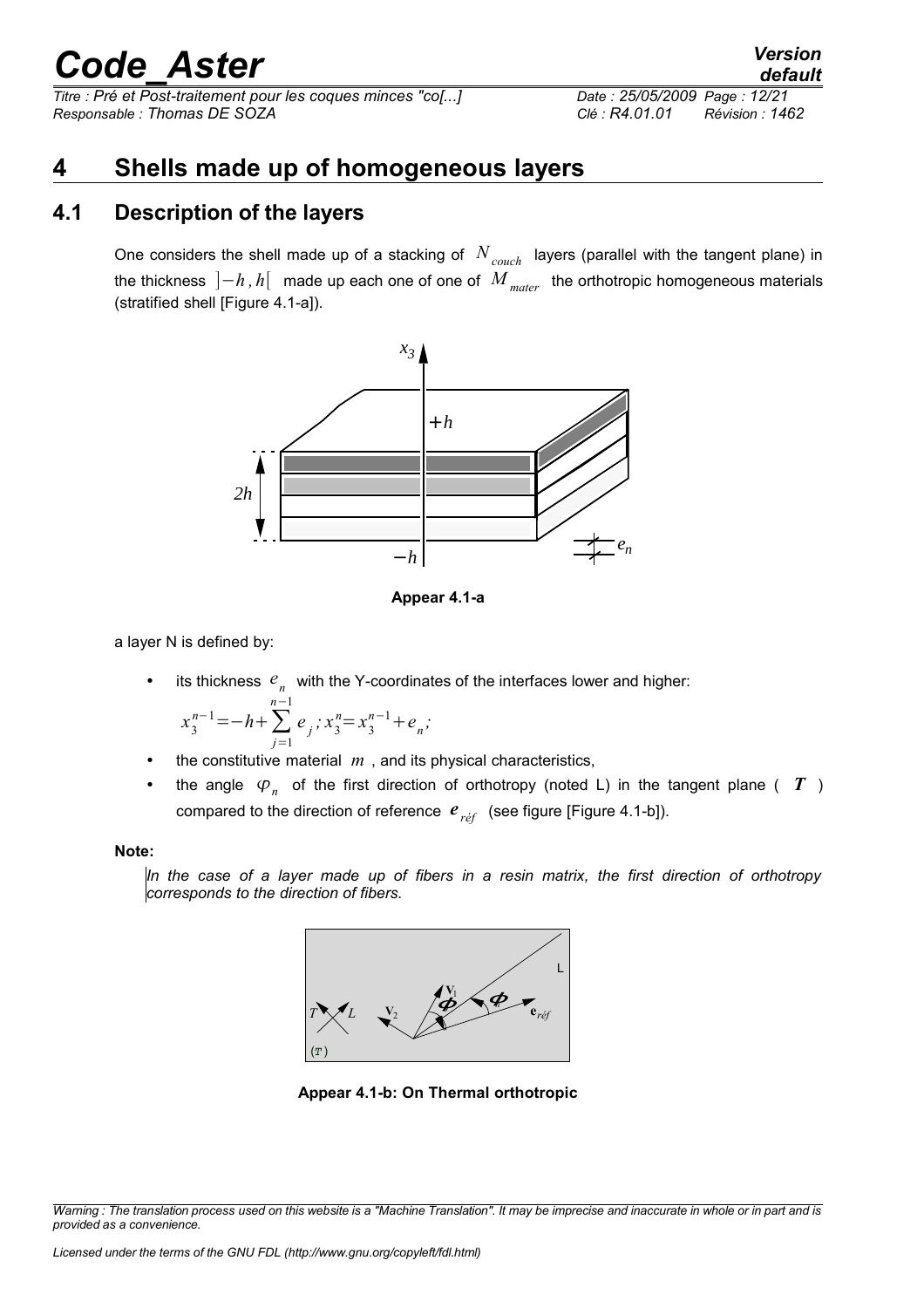# 4 Shells made up of homogeneous layers

## 4.1 Description of the layers

One considers the shell made up of a stacking of $N_{couch}$ layers (parallel with the tangent plane) in the thickness $]-h, h[$ made up each one of one of $M_{mater}$ the orthotropic homogeneous materials (stratified shell [Figure 4.1-a]).

**Appear 4.1-a**

a layer N is defined by:

- its thickness $e_n$ with the Y-coordinates of the interfaces lower and higher:

  $$x_3^{n-1} = -h + \sum_{j=1}^{n-1} e_j \,;\, x_3^n = x_3^{n-1} + e_n;$$

- the constitutive material $m$, and its physical characteristics,
- the angle $\varphi_n$ of the first direction of orthotropy (noted L) in the tangent plane ( $\boldsymbol{T}$ ) compared to the direction of reference $\boldsymbol{e}_{réf}$ (see figure [Figure 4.1-b]).

**Note:**

*In the case of a layer made up of fibers in a resin matrix, the first direction of orthotropy corresponds to the direction of fibers.*

**Appear 4.1-b: On Thermal orthotropic**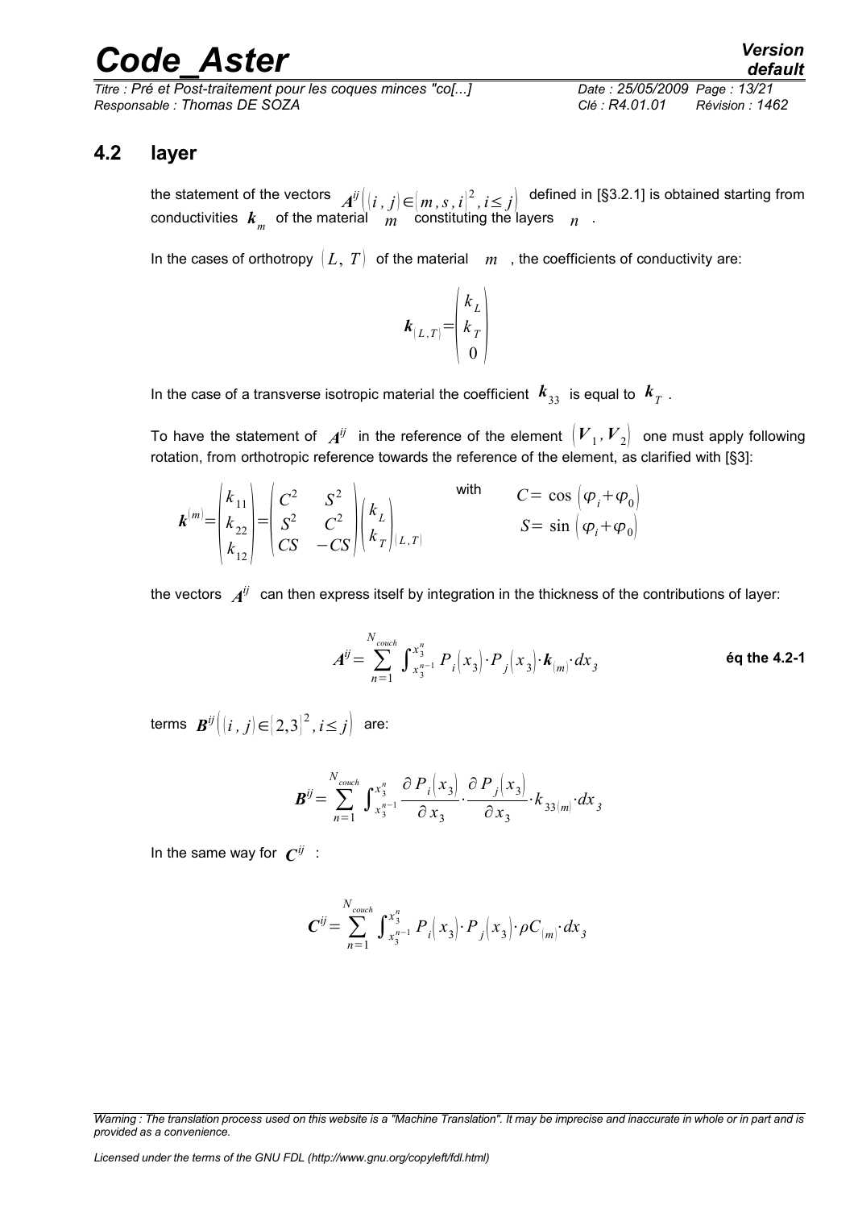## 4.2 layer

the statement of the vectors $A^{ij}\left((i,j)\in(m,s,i)^2, i\leq j\right)$ defined in [§3.2.1] is obtained starting from conductivities $k_m$ of the material $m$ constituting the layers $n$.

In the cases of orthotropy $(L, T)$ of the material $m$, the coefficients of conductivity are:

$$k_{(L,T)}=\begin{pmatrix} k_L \\ k_T \\ 0 \end{pmatrix}$$

In the case of a transverse isotropic material the coefficient $k_{33}$ is equal to $k_T$.

To have the statement of $A^{ij}$ in the reference of the element $(V_1, V_2)$ one must apply following rotation, from orthotropic reference towards the reference of the element, as clarified with [§3]:

$$k^{(m)}=\begin{pmatrix} k_{11} \\ k_{22} \\ k_{12} \end{pmatrix}=\begin{pmatrix} C^2 & S^2 \\ S^2 & C^2 \\ CS & -CS \end{pmatrix}\begin{pmatrix} k_L \\ k_T \end{pmatrix}_{(L,T)} \quad \text{with} \quad \begin{aligned} C &= \cos\left(\varphi_i+\varphi_0\right) \\ S &= \sin\left(\varphi_i+\varphi_0\right) \end{aligned}$$

the vectors $A^{ij}$ can then express itself by integration in the thickness of the contributions of layer:

$$A^{ij}=\sum_{n=1}^{N_{couch}} \int_{x_3^{n-1}}^{x_3^n} P_i\left(x_3\right)\cdot P_j\left(x_3\right)\cdot k_{(m)}\cdot dx_3 \qquad \textbf{éq the 4.2-1}$$

terms $B^{ij}\left((i,j)\in(2,3)^2, i\leq j\right)$ are:

$$B^{ij}=\sum_{n=1}^{N_{couch}} \int_{x_3^{n-1}}^{x_3^n} \frac{\partial P_i\left(x_3\right)}{\partial x_3}\cdot\frac{\partial P_j\left(x_3\right)}{\partial x_3}\cdot k_{33(m)}\cdot dx_3$$

In the same way for $C^{ij}$ :

$$C^{ij}=\sum_{n=1}^{N_{couch}} \int_{x_3^{n-1}}^{x_3^n} P_i\left(x_3\right)\cdot P_j\left(x_3\right)\cdot \rho C_{(m)}\cdot dx_3$$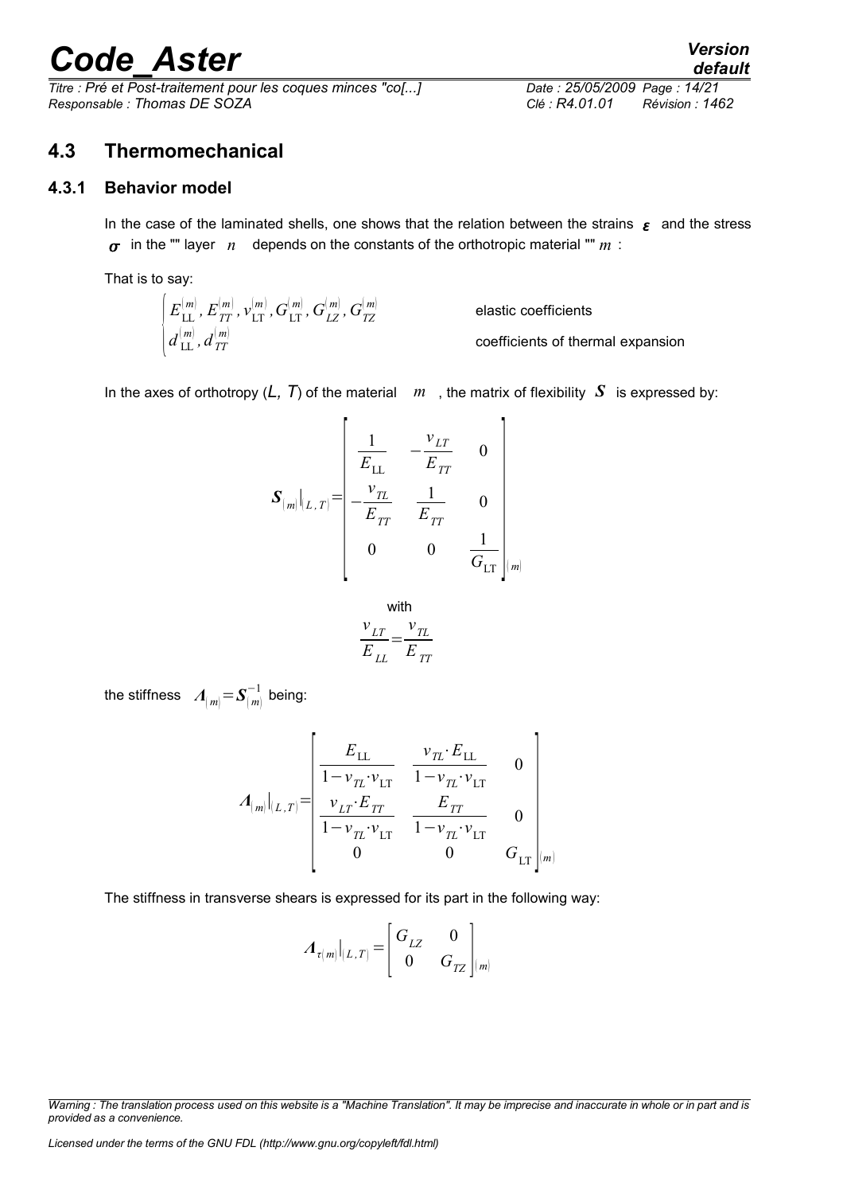## 4.3 Thermomechanical

### 4.3.1 Behavior model

In the case of the laminated shells, one shows that the relation between the strains $\boldsymbol{\varepsilon}$ and the stress $\boldsymbol{\sigma}$ in the "" layer $n$ depends on the constants of the orthotropic material "" $m$ :

That is to say:

$$
\begin{cases}
E_{\mathrm{LL}}^{(m)}, E_{TT}^{(m)}, \nu_{\mathrm{LT}}^{(m)}, G_{\mathrm{LT}}^{(m)}, G_{LZ}^{(m)}, G_{TZ}^{(m)} & \text{elastic coefficients} \\
d_{\mathrm{LL}}^{(m)}, d_{TT}^{(m)} & \text{coefficients of thermal expansion}
\end{cases}
$$

In the axes of orthotropy ($L$, $T$) of the material $m$, the matrix of flexibility $\boldsymbol{S}$ is expressed by:

$$
\boldsymbol{S}_{(m)}\big|_{(L,T)} = \begin{bmatrix} \dfrac{1}{E_{\mathrm{LL}}} & -\dfrac{\nu_{LT}}{E_{TT}} & 0 \\ -\dfrac{\nu_{TL}}{E_{TT}} & \dfrac{1}{E_{TT}} & 0 \\ 0 & 0 & \dfrac{1}{G_{\mathrm{LT}}} \end{bmatrix}_{(m)}
$$

with

$$
\frac{\nu_{LT}}{E_{LL}} = \frac{\nu_{TL}}{E_{TT}}
$$

the stiffness $\boldsymbol{\Lambda}_{(m)} = \boldsymbol{S}_{(m)}^{-1}$ being:

$$
\boldsymbol{\Lambda}_{(m)}\big|_{(L,T)} = \begin{bmatrix} \dfrac{E_{\mathrm{LL}}}{1-\nu_{TL}\cdot\nu_{\mathrm{LT}}} & \dfrac{\nu_{TL}\cdot E_{\mathrm{LL}}}{1-\nu_{TL}\cdot\nu_{\mathrm{LT}}} & 0 \\ \dfrac{\nu_{LT}\cdot E_{TT}}{1-\nu_{TL}\cdot\nu_{\mathrm{LT}}} & \dfrac{E_{TT}}{1-\nu_{TL}\cdot\nu_{\mathrm{LT}}} & 0 \\ 0 & 0 & G_{\mathrm{LT}} \end{bmatrix}_{(m)}
$$

The stiffness in transverse shears is expressed for its part in the following way:

$$
\boldsymbol{\Lambda}_{\tau(m)}\big|_{(L,T)} = \begin{bmatrix} G_{LZ} & 0 \\ 0 & G_{TZ} \end{bmatrix}_{(m)}
$$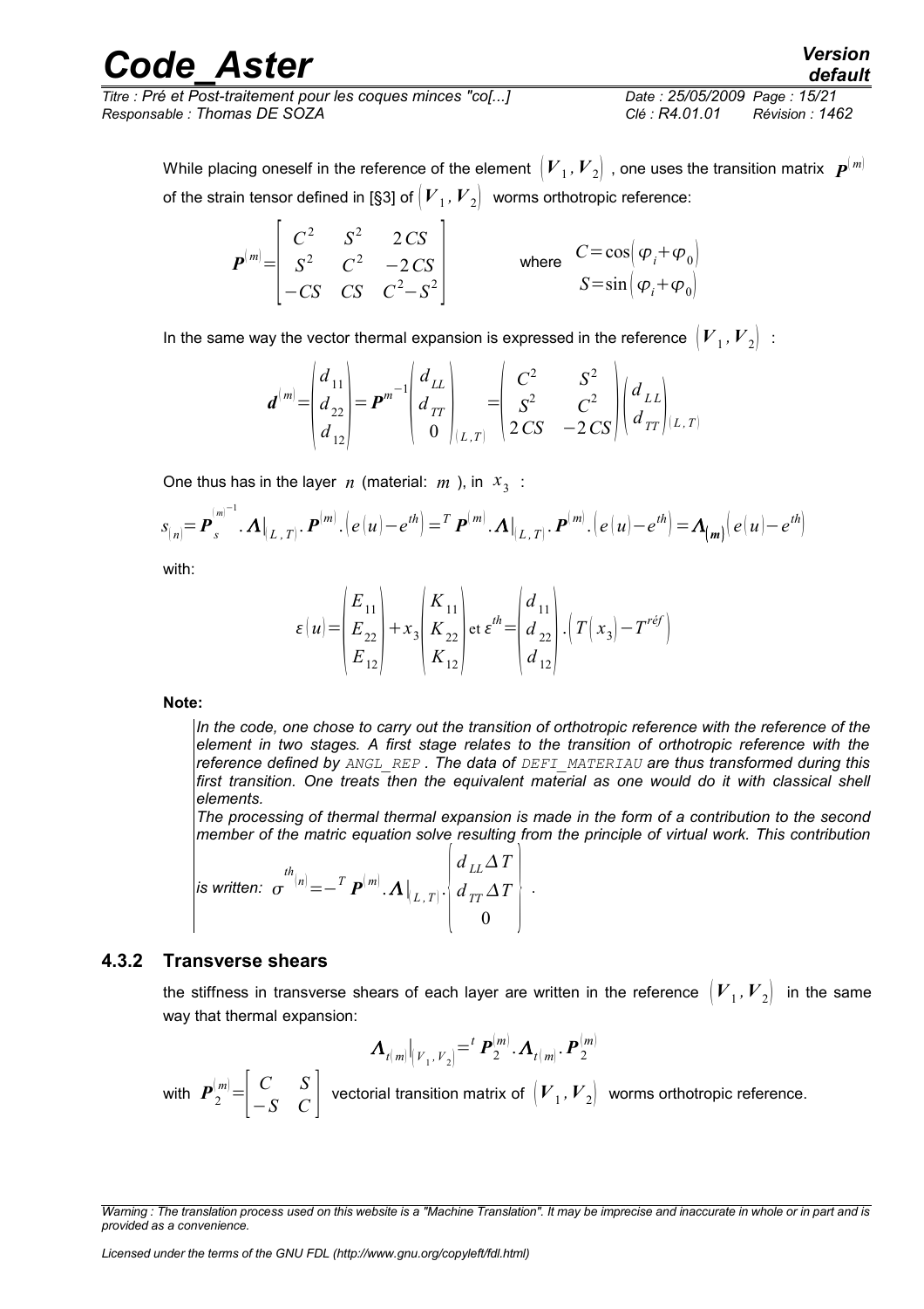While placing oneself in the reference of the element $(\boldsymbol{V}_1, \boldsymbol{V}_2)$, one uses the transition matrix $\boldsymbol{P}^{(m)}$ of the strain tensor defined in [§3] of $(\boldsymbol{V}_1, \boldsymbol{V}_2)$ worms orthotropic reference:

$$
\boldsymbol{P}^{(m)} = \begin{bmatrix} C^2 & S^2 & 2CS \\ S^2 & C^2 & -2CS \\ -CS & CS & C^2-S^2 \end{bmatrix} \qquad \text{where} \quad \begin{aligned} C &= \cos(\varphi_i + \varphi_0) \\ S &= \sin(\varphi_i + \varphi_0) \end{aligned}
$$

In the same way the vector thermal expansion is expressed in the reference $(\boldsymbol{V}_1, \boldsymbol{V}_2)$ :

$$
\boldsymbol{d}^{(m)} = \begin{pmatrix} d_{11} \\ d_{22} \\ d_{12} \end{pmatrix} = \boldsymbol{P}^{m^{-1}} \begin{pmatrix} d_{LL} \\ d_{TT} \\ 0 \end{pmatrix}_{(L,T)} = \begin{pmatrix} C^2 & S^2 \\ S^2 & C^2 \\ 2CS & -2CS \end{pmatrix} \begin{pmatrix} d_{LL} \\ d_{TT} \end{pmatrix}_{(L,T)}
$$

One thus has in the layer $n$ (material: $m$ ), in $x_3$ :

$$
s_{(n)} = \boldsymbol{P}_s^{(m)^{-1}} . \boldsymbol{\Lambda}|_{(L,T)} . \boldsymbol{P}^{(m)} . (e(u) - e^{th}) = {}^T\boldsymbol{P}^{(m)} . \boldsymbol{\Lambda}|_{(L,T)} . \boldsymbol{P}^{(m)} . (e(u) - e^{th}) = \boldsymbol{\Lambda}_{(m)} (e(u) - e^{th})
$$

with:

$$
\varepsilon(u) = \begin{pmatrix} E_{11} \\ E_{22} \\ E_{12} \end{pmatrix} + x_3 \begin{pmatrix} K_{11} \\ K_{22} \\ K_{12} \end{pmatrix} \text{ et } \varepsilon^{th} = \begin{pmatrix} d_{11} \\ d_{22} \\ d_{12} \end{pmatrix} . \left( T(x_3) - T^{réf} \right)
$$

**Note:**

*In the code, one chose to carry out the transition of orthotropic reference with the reference of the element in two stages. A first stage relates to the transition of orthotropic reference with the reference defined by `ANGL_REP`. The data of `DEFI_MATERIAU` are thus transformed during this first transition. One treats then the equivalent material as one would do it with classical shell elements.*

*The processing of thermal thermal expansion is made in the form of a contribution to the second member of the matric equation solve resulting from the principle of virtual work. This contribution is written:* $\sigma^{th^{(n)}} = -{}^T\boldsymbol{P}^{(m)} . \boldsymbol{\Lambda}|_{(L,T)} . \begin{pmatrix} d_{LL}\Delta T \\ d_{TT}\Delta T \\ 0 \end{pmatrix}$ .

### 4.3.2 Transverse shears

the stiffness in transverse shears of each layer are written in the reference $(\boldsymbol{V}_1, \boldsymbol{V}_2)$ in the same way that thermal expansion:

$$
\boldsymbol{\Lambda}_{t(m)}|_{(V_1,V_2)} = {}^t\boldsymbol{P}_2^{(m)} . \boldsymbol{\Lambda}_{t(m)} . \boldsymbol{P}_2^{(m)}
$$

with $\boldsymbol{P}_2^{(m)} = \begin{bmatrix} C & S \\ -S & C \end{bmatrix}$ vectorial transition matrix of $(\boldsymbol{V}_1, \boldsymbol{V}_2)$ worms orthotropic reference.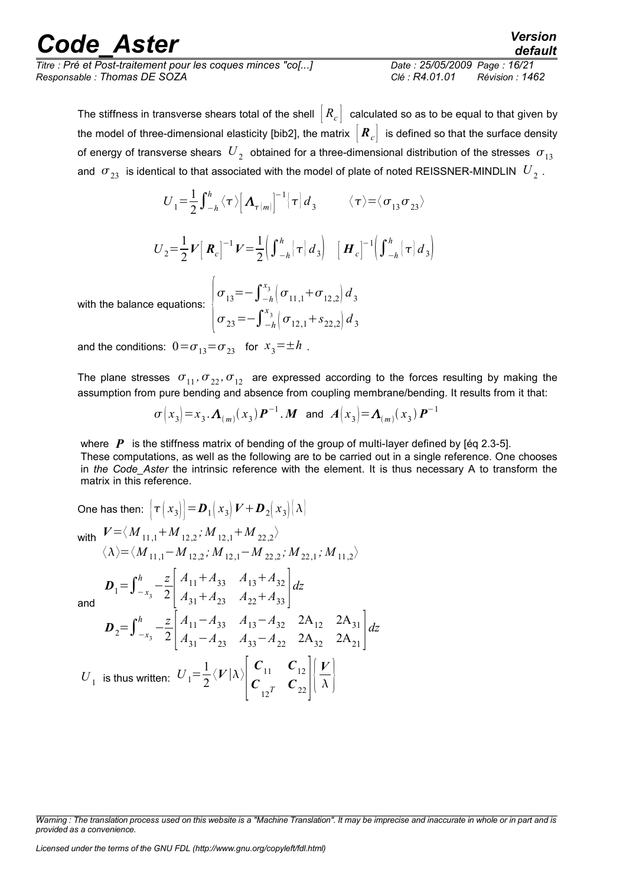The stiffness in transverse shears total of the shell $\left[R_c\right]$ calculated so as to be equal to that given by the model of three-dimensional elasticity [bib2], the matrix $\left[\boldsymbol{R}_c\right]$ is defined so that the surface density of energy of transverse shears $U_2$ obtained for a three-dimensional distribution of the stresses $\sigma_{13}$ and $\sigma_{23}$ is identical to that associated with the model of plate of noted REISSNER-MINDLIN $U_2$.

$$U_1=\frac{1}{2}\int_{-h}^{h}\langle\tau\rangle\left[\boldsymbol{\Lambda}_{\tau(m)}\right]^{-1}\{\tau\}\,d_3 \qquad \langle\tau\rangle=\langle\sigma_{13}\,\sigma_{23}\rangle$$

$$U_2=\frac{1}{2}\boldsymbol{V}\left[\boldsymbol{R}_c\right]^{-1}\boldsymbol{V}=\frac{1}{2}\left(\int_{-h}^{h}\{\tau\}\,d_3\right)\quad\left[\boldsymbol{H}_c\right]^{-1}\left(\int_{-h}^{h}\{\tau\}\,d_3\right)$$

with the balance equations: $\begin{cases}\sigma_{13}=-\int_{-h}^{x_3}\left(\sigma_{11,1}+\sigma_{12,2}\right)d_3\\ \sigma_{23}=-\int_{-h}^{x_3}\left(\sigma_{12,1}+s_{22,2}\right)d_3\end{cases}$

and the conditions: $0=\sigma_{13}=\sigma_{23}$ for $x_3=\pm h$.

The plane stresses $\sigma_{11},\sigma_{22},\sigma_{12}$ are expressed according to the forces resulting by making the assumption from pure bending and absence from coupling membrane/bending. It results from it that:

$$\sigma\left(x_3\right)=x_3.\boldsymbol{\Lambda}_{(m)}\left(x_3\right)\boldsymbol{P}^{-1}.\boldsymbol{M} \quad\text{and}\quad \boldsymbol{A}\left(x_3\right)=\boldsymbol{\Lambda}_{(m)}\left(x_3\right)\boldsymbol{P}^{-1}$$

where $\boldsymbol{P}$ is the stiffness matrix of bending of the group of multi-layer defined by [éq 2.3-5].
These computations, as well as the following are to be carried out in a single reference. One chooses in *the Code_Aster* the intrinsic reference with the element. It is thus necessary A to transform the matrix in this reference.

One has then: $\left\{\tau\left(x_3\right)\right\}=\boldsymbol{D}_1\left(x_3\right)\boldsymbol{V}+\boldsymbol{D}_2\left(x_3\right)\{\lambda\}$

with $\boldsymbol{V}=\langle M_{11,1}+M_{12,2}\,;M_{12,1}+M_{22,2}\rangle$

$$\langle\lambda\rangle=\langle M_{11,1}-M_{12,2}\,;M_{12,1}-M_{22,2}\,;M_{22,1}\,;M_{11,2}\rangle$$

and

$$\boldsymbol{D}_1=\int_{-x_3}^{h}-\frac{z}{2}\begin{bmatrix}A_{11}+A_{33} & A_{13}+A_{32}\\ A_{31}+A_{23} & A_{22}+A_{33}\end{bmatrix}dz$$

$$\boldsymbol{D}_2=\int_{-x_3}^{h}-\frac{z}{2}\begin{bmatrix}A_{11}-A_{33} & A_{13}-A_{32} & 2A_{12} & 2A_{31}\\ A_{31}-A_{23} & A_{33}-A_{22} & 2A_{32} & 2A_{21}\end{bmatrix}dz$$

$U_1$ is thus written: $U_1=\frac{1}{2}\langle\boldsymbol{V}|\lambda\rangle\begin{bmatrix}\boldsymbol{C}_{11} & \boldsymbol{C}_{12}\\ \boldsymbol{C}_{12^T} & \boldsymbol{C}_{22}\end{bmatrix}\begin{Bmatrix}\boldsymbol{V}\\ \lambda\end{Bmatrix}$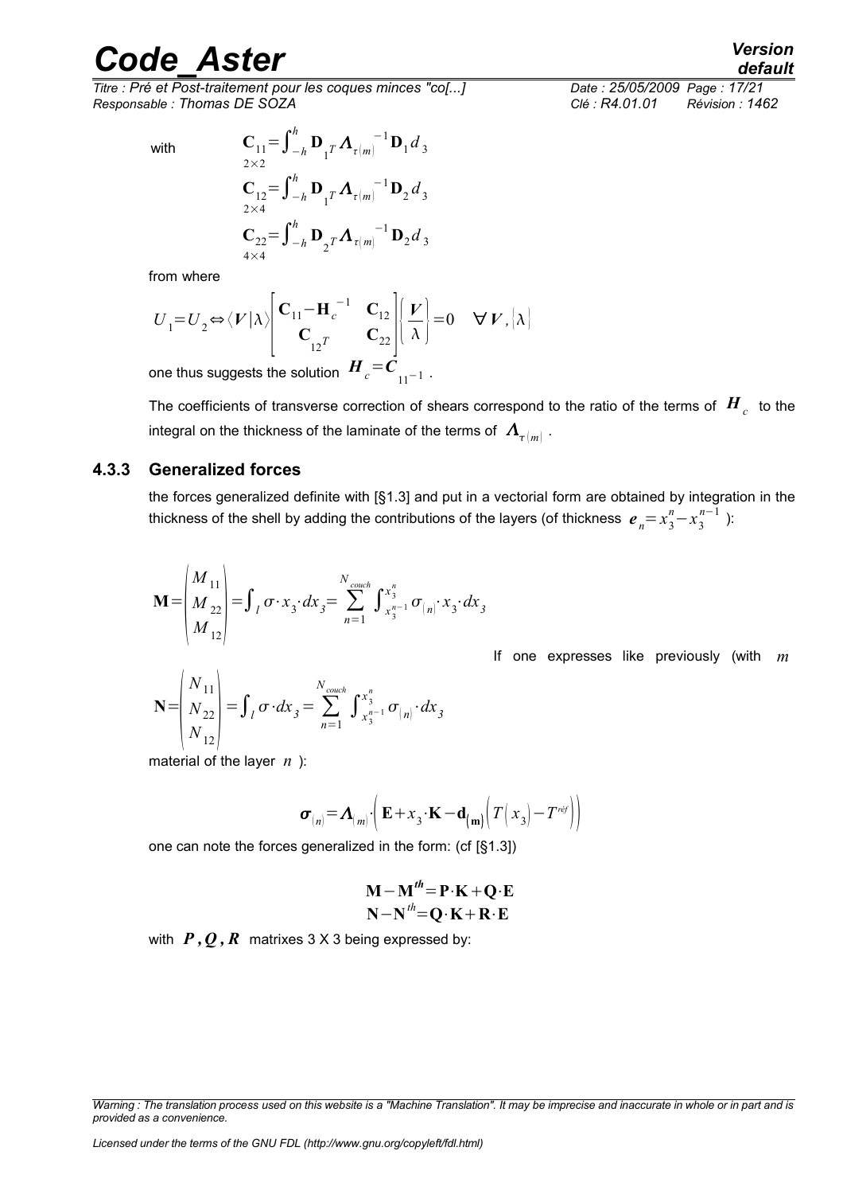with

$$\underset{2\times 2}{\mathbf{C}_{11}}=\int_{-h}^{h}\mathbf{D}_{1^T}\boldsymbol{\Lambda}_{\tau(m)}^{-1}\mathbf{D}_1 d_3$$

$$\underset{2\times 4}{\mathbf{C}_{12}}=\int_{-h}^{h}\mathbf{D}_{1^T}\boldsymbol{\Lambda}_{\tau(m)}^{-1}\mathbf{D}_2 d_3$$

$$\underset{4\times 4}{\mathbf{C}_{22}}=\int_{-h}^{h}\mathbf{D}_{2^T}\boldsymbol{\Lambda}_{\tau(m)}^{-1}\mathbf{D}_2 d_3$$

from where

$$U_1=U_2\Leftrightarrow\langle\boldsymbol{V}|\lambda\rangle\begin{bmatrix}\mathbf{C}_{11}-\mathbf{H}_c^{-1} & \mathbf{C}_{12}\\ \mathbf{C}_{12^T} & \mathbf{C}_{22}\end{bmatrix}\left\{\frac{\boldsymbol{V}}{\lambda}\right\}=0\quad\forall\boldsymbol{V},\{\lambda\}$$

one thus suggests the solution $\boldsymbol{H}_c=\boldsymbol{C}_{11^{-1}}$.

The coefficients of transverse correction of shears correspond to the ratio of the terms of $\boldsymbol{H}_c$ to the integral on the thickness of the laminate of the terms of $\boldsymbol{\Lambda}_{\tau(m)}$.

### 4.3.3 Generalized forces

the forces generalized definite with [§1.3] and put in a vectorial form are obtained by integration in the thickness of the shell by adding the contributions of the layers (of thickness $\boldsymbol{e}_n=x_3^n-x_3^{n-1}$ ):

$$\mathbf{M}=\begin{pmatrix}M_{11}\\ M_{22}\\ M_{12}\end{pmatrix}=\int_l\sigma\cdot x_3\cdot dx_3=\sum_{n=1}^{N_{couch}}\int_{x_3^{n-1}}^{x_3^n}\sigma_{(n)}\cdot x_3\cdot dx_3$$

$$\mathbf{N}=\begin{pmatrix}N_{11}\\ N_{22}\\ N_{12}\end{pmatrix}=\int_l\sigma\cdot dx_3=\sum_{n=1}^{N_{couch}}\int_{x_3^{n-1}}^{x_3^n}\sigma_{(n)}\cdot dx_3$$

If one expresses like previously (with $m$ material of the layer $n$ ):

$$\boldsymbol{\sigma}_{(n)}=\boldsymbol{\Lambda}_{(m)}\cdot\left(\mathbf{E}+x_3\cdot\mathbf{K}-\mathbf{d}_{(\mathbf{m})}\left(T\left(x_3\right)-T^{réf}\right)\right)$$

one can note the forces generalized in the form: (cf [§1.3])

$$\mathbf{M}-\mathbf{M}^{th}=\mathbf{P}\cdot\mathbf{K}+\mathbf{Q}\cdot\mathbf{E}$$
$$\mathbf{N}-\mathbf{N}^{th}=\mathbf{Q}\cdot\mathbf{K}+\mathbf{R}\cdot\mathbf{E}$$

with $\boldsymbol{P},\boldsymbol{Q},\boldsymbol{R}$ matrixes 3 X 3 being expressed by: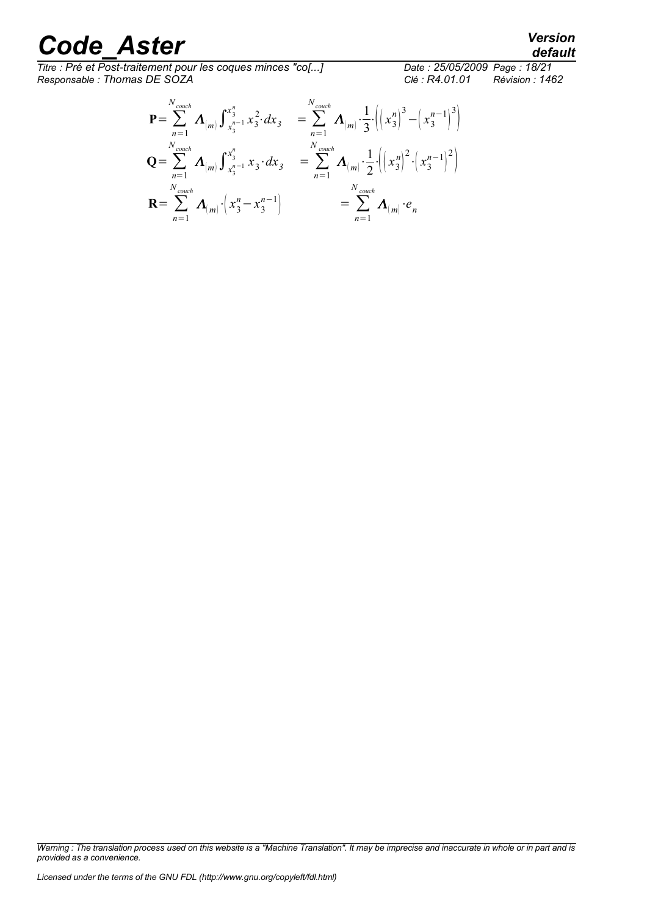$$\mathbf{P}=\sum_{n=1}^{N_{couch}} \boldsymbol{\Lambda}_{(m)} \int_{x_3^{n-1}}^{x_3^n} x_3^2 \cdot dx_3 \quad =\sum_{n=1}^{N_{couch}} \boldsymbol{\Lambda}_{(m)} \cdot \frac{1}{3} \cdot \left( \left( x_3^n \right)^3 - \left( x_3^{n-1} \right)^3 \right)$$

$$\mathbf{Q}=\sum_{n=1}^{N_{couch}} \boldsymbol{\Lambda}_{(m)} \int_{x_3^{n-1}}^{x_3^n} x_3 \cdot dx_3 \quad =\sum_{n=1}^{N_{couch}} \boldsymbol{\Lambda}_{(m)} \cdot \frac{1}{2} \cdot \left( \left( x_3^n \right)^2 \cdot \left( x_3^{n-1} \right)^2 \right)$$

$$\mathbf{R}=\sum_{n=1}^{N_{couch}} \boldsymbol{\Lambda}_{(m)} \cdot \left( x_3^n - x_3^{n-1} \right) \quad =\sum_{n=1}^{N_{couch}} \boldsymbol{\Lambda}_{(m)} \cdot e_n$$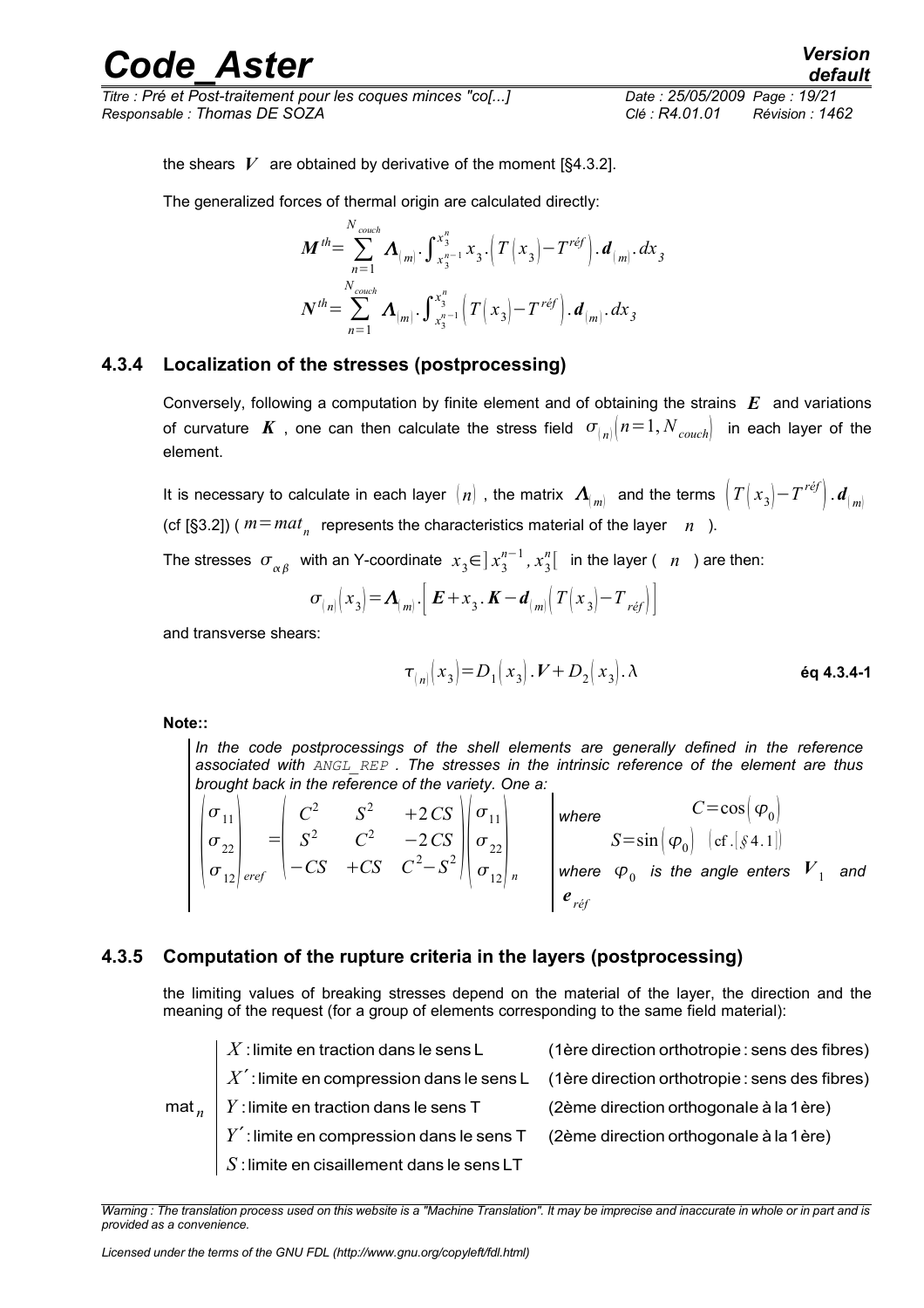the shears $V$ are obtained by derivative of the moment [§4.3.2].

The generalized forces of thermal origin are calculated directly:

$$\boldsymbol{M}^{th}=\sum_{n=1}^{N_{couch}} \boldsymbol{\Lambda}_{(m)} \cdot \int_{x_3^{n-1}}^{x_3^n} x_3 \cdot \left(T\left(x_3\right)-T^{réf}\right) \cdot \boldsymbol{d}_{(m)} \cdot dx_3$$

$$\boldsymbol{N}^{th}=\sum_{n=1}^{N_{couch}} \boldsymbol{\Lambda}_{(m)} \cdot \int_{x_3^{n-1}}^{x_3^n} \left(T\left(x_3\right)-T^{réf}\right) \cdot \boldsymbol{d}_{(m)} \cdot dx_3$$

### 4.3.4 Localization of the stresses (postprocessing)

Conversely, following a computation by finite element and of obtaining the strains $\boldsymbol{E}$ and variations of curvature $\boldsymbol{K}$, one can then calculate the stress field $\sigma_{(n)}\left(n=1, N_{couch}\right)$ in each layer of the element.

It is necessary to calculate in each layer $(n)$, the matrix $\boldsymbol{\Lambda}_{(m)}$ and the terms $\left(T\left(x_3\right)-T^{réf}\right) \cdot \boldsymbol{d}_{(m)}$ (cf [§3.2]) ( $m=mat_n$ represents the characteristics material of the layer $n$ ).

The stresses $\sigma_{\alpha\beta}$ with an Y-coordinate $x_3 \in \left]x_3^{n-1}, x_3^n\right[$ in the layer ( $n$ ) are then:

$$\sigma_{(n)}\left(x_3\right)=\boldsymbol{\Lambda}_{(m)} \cdot \left[\boldsymbol{E}+x_3 \cdot \boldsymbol{K}-\boldsymbol{d}_{(m)}\left(T\left(x_3\right)-T_{réf}\right)\right]$$

and transverse shears:

$$\tau_{(n)}\left(x_3\right)=D_1\left(x_3\right) \cdot \boldsymbol{V}+D_2\left(x_3\right) \cdot \lambda \qquad \text{éq 4.3.4-1}$$

**Note::**

*In the code postprocessings of the shell elements are generally defined in the reference associated with `ANGL_REP`. The stresses in the intrinsic reference of the element are thus brought back in the reference of the variety. One a:*

$$\begin{pmatrix} \sigma_{11} \\ \sigma_{22} \\ \sigma_{12} \end{pmatrix}_{eref} = \begin{pmatrix} C^2 & S^2 & +2CS \\ S^2 & C^2 & -2CS \\ -CS & +CS & C^2-S^2 \end{pmatrix} \begin{pmatrix} \sigma_{11} \\ \sigma_{22} \\ \sigma_{12} \end{pmatrix}_n$$

*where* $C=\cos\left(\varphi_0\right)$, $S=\sin\left(\varphi_0\right)$ (cf.[§4.1])

*where* $\varphi_0$ *is the angle enters* $\boldsymbol{V}_1$ *and* $\boldsymbol{e}_{réf}$

### 4.3.5 Computation of the rupture criteria in the layers (postprocessing)

the limiting values of breaking stresses depend on the material of the layer, the direction and the meaning of the request (for a group of elements corresponding to the same field material):

$\text{mat}_n$:

- $X$ : limite en traction dans le sens L (1ère direction orthotropie : sens des fibres)
- $X'$ : limite en compression dans le sens L (1ère direction orthotropie : sens des fibres)
- $Y$ : limite en traction dans le sens T (2ème direction orthogonale à la 1ère)
- $Y'$ : limite en compression dans le sens T (2ème direction orthogonale à la 1ère)
- $S$ : limite en cisaillement dans le sens LT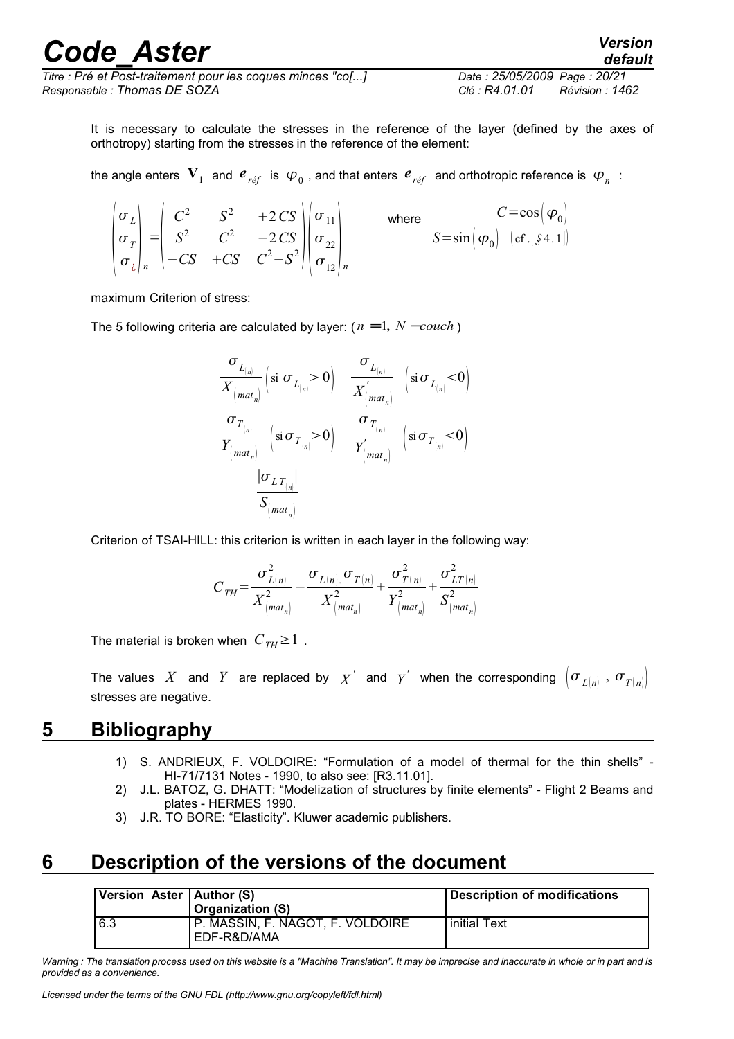It is necessary to calculate the stresses in the reference of the layer (defined by the axes of orthotropy) starting from the stresses in the reference of the element:

the angle enters $\mathbf{V}_1$ and $\boldsymbol{e}_{réf}$ is $\varphi_0$, and that enters $\boldsymbol{e}_{réf}$ and orthotropic reference is $\varphi_n$ :

$$\begin{pmatrix} \sigma_L \\ \sigma_T \\ \sigma_{¿} \end{pmatrix}_n = \begin{pmatrix} C^2 & S^2 & +2\,CS \\ S^2 & C^2 & -2\,CS \\ -CS & +CS & C^2-S^2 \end{pmatrix} \begin{pmatrix} \sigma_{11} \\ \sigma_{22} \\ \sigma_{12} \end{pmatrix}_n \quad \text{where} \quad \begin{aligned} C &= \cos(\varphi_0) \\ S &= \sin(\varphi_0) \quad (\text{cf. } [\S 4.1]) \end{aligned}$$

maximum Criterion of stress:

The 5 following criteria are calculated by layer: ($n=1,\ N-couch$)

$$\frac{\sigma_{L_{(n)}}}{X_{(mat_n)}} \left(\text{si } \sigma_{L_{(n)}} > 0\right) \quad \frac{\sigma_{L_{(n)}}}{X'_{(mat_n)}} \left(\text{si } \sigma_{L_{(n)}} < 0\right)$$

$$\frac{\sigma_{T_{(n)}}}{Y_{(mat_n)}} \left(\text{si } \sigma_{T_{(n)}} > 0\right) \quad \frac{\sigma_{T_{(n)}}}{Y'_{(mat_n)}} \left(\text{si } \sigma_{T_{(n)}} < 0\right)$$

$$\frac{\left|\sigma_{LT_{(n)}}\right|}{S_{(mat_n)}}$$

Criterion of TSAI-HILL: this criterion is written in each layer in the following way:

$$C_{TH} = \frac{\sigma^2_{L(n)}}{X^2_{(mat_n)}} - \frac{\sigma_{L(n)}.\sigma_{T(n)}}{X^2_{(mat_n)}} + \frac{\sigma^2_{T(n)}}{Y^2_{(mat_n)}} + \frac{\sigma^2_{LT(n)}}{S^2_{(mat_n)}}$$

The material is broken when $C_{TH} \geq 1$ .

The values $X$ and $Y$ are replaced by $X'$ and $Y'$ when the corresponding $\left(\sigma_{L(n)}\ ,\ \sigma_{T(n)}\right)$ stresses are negative.

# 5 Bibliography

1) S. ANDRIEUX, F. VOLDOIRE: "Formulation of a model of thermal for the thin shells" - HI-71/7131 Notes - 1990, to also see: [R3.11.01].
2) J.L. BATOZ, G. DHATT: "Modelization of structures by finite elements" - Flight 2 Beams and plates - HERMES 1990.
3) J.R. TO BORE: "Elasticity". Kluwer academic publishers.

# 6 Description of the versions of the document

| Version Aster | Author (S) Organization (S) | Description of modifications |
|---|---|---|
| 6.3 | P. MASSIN, F. NAGOT, F. VOLDOIRE EDF-R&D/AMA | initial Text |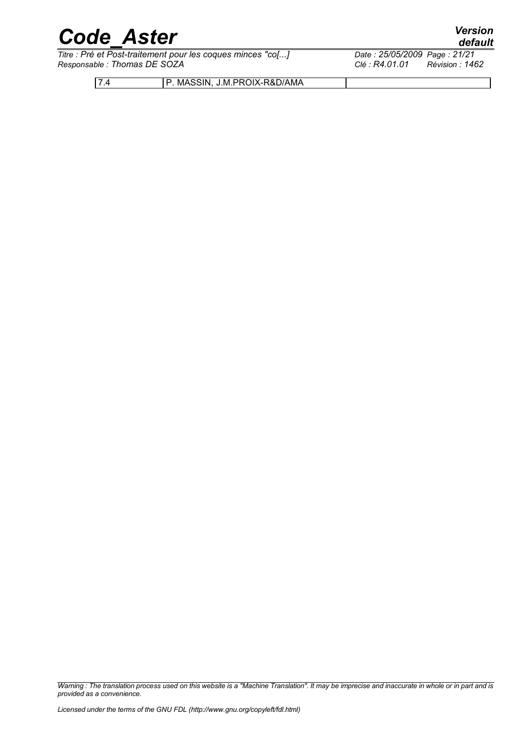| | | |
|---|---|---|
| 7.4 | P. MASSIN, J.M.PROIX-R&D/AMA | |